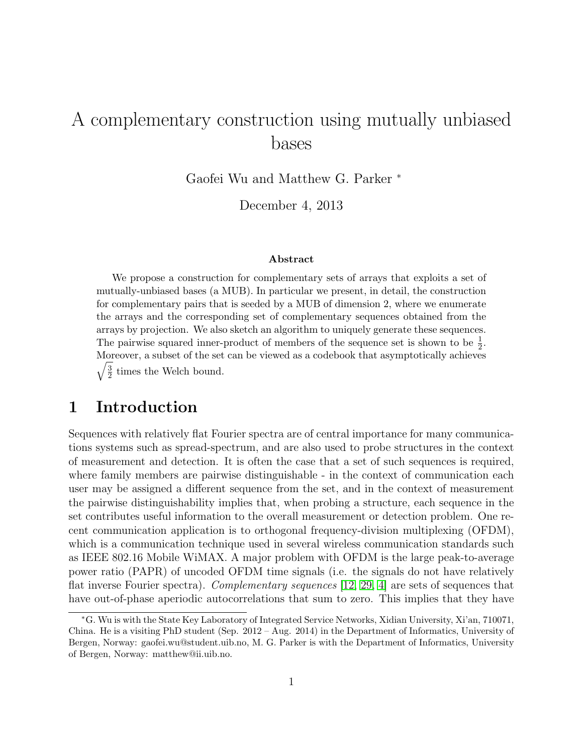# A complementary construction using mutually unbiased bases

Gaofei Wu and Matthew G. Parker *

December 4, 2013

### Abstract

We propose a construction for complementary sets of arrays that exploits a set of mutually-unbiased bases (a MUB). In particular we present, in detail, the construction for complementary pairs that is seeded by a MUB of dimension 2, where we enumerate the arrays and the corresponding set of complementary sequences obtained from the arrays by projection. We also sketch an algorithm to uniquely generate these sequences. The pairwise squared inner-product of members of the sequence set is shown to be $\frac{1}{2}$. Moreover, a subset of the set can be viewed as a codebook that asymptotically achieves $\sqrt{\frac{3}{2}}$ times the Welch bound.

## 1 Introduction

Sequences with relatively flat Fourier spectra are of central importance for many communications systems such as spread-spectrum, and are also used to probe structures in the context of measurement and detection. It is often the case that a set of such sequences is required, where family members are pairwise distinguishable - in the context of communication each user may be assigned a different sequence from the set, and in the context of measurement the pairwise distinguishability implies that, when probing a structure, each sequence in the set contributes useful information to the overall measurement or detection problem. One recent communication application is to orthogonal frequency-division multiplexing (OFDM), which is a communication technique used in several wireless communication standards such as IEEE 802.16 Mobile WiMAX. A major problem with OFDM is the large peak-to-average power ratio (PAPR) of uncoded OFDM time signals (i.e. the signals do not have relatively flat inverse Fourier spectra). *Complementary sequences* [12, 29, 4] are sets of sequences that have out-of-phase aperiodic autocorrelations that sum to zero. This implies that they have

*G. Wu is with the State Key Laboratory of Integrated Service Networks, Xidian University, Xi'an, 710071, China. He is a visiting PhD student (Sep. 2012 – Aug. 2014) in the Department of Informatics, University of Bergen, Norway: gaofei.wu@student.uib.no, M. G. Parker is with the Department of Informatics, University of Bergen, Norway: matthew@ii.uib.no.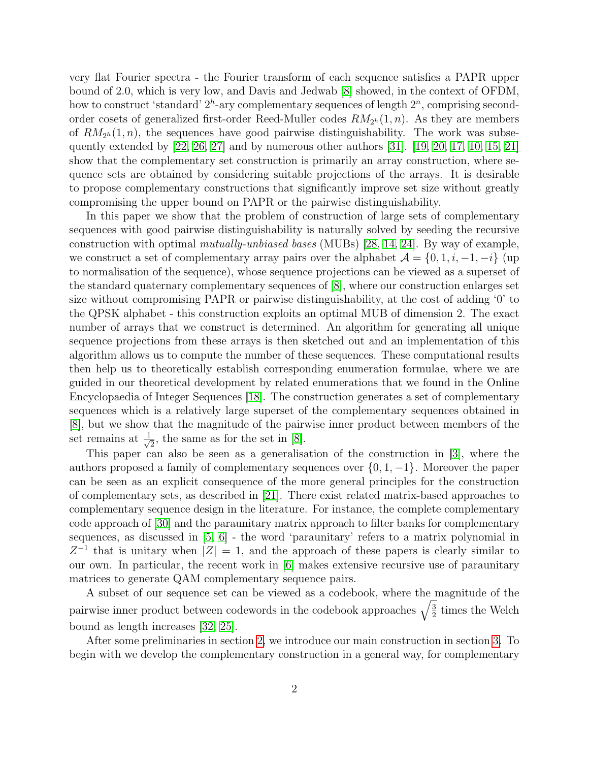very flat Fourier spectra - the Fourier transform of each sequence satisfies a PAPR upper bound of 2.0, which is very low, and Davis and Jedwab [8] showed, in the context of OFDM, how to construct 'standard' $2^h$-ary complementary sequences of length $2^n$, comprising second-order cosets of generalized first-order Reed-Muller codes $RM_{2^h}(1,n)$. As they are members of $RM_{2^h}(1,n)$, the sequences have good pairwise distinguishability. The work was subsequently extended by [22, 26, 27] and by numerous other authors [31]. [19, 20, 17, 10, 15, 21] show that the complementary set construction is primarily an array construction, where sequence sets are obtained by considering suitable projections of the arrays. It is desirable to propose complementary constructions that significantly improve set size without greatly compromising the upper bound on PAPR or the pairwise distinguishability.

In this paper we show that the problem of construction of large sets of complementary sequences with good pairwise distinguishability is naturally solved by seeding the recursive construction with optimal *mutually-unbiased bases* (MUBs) [28, 14, 24]. By way of example, we construct a set of complementary array pairs over the alphabet $\mathcal{A} = \{0, 1, i, -1, -i\}$ (up to normalisation of the sequence), whose sequence projections can be viewed as a superset of the standard quaternary complementary sequences of [8], where our construction enlarges set size without compromising PAPR or pairwise distinguishability, at the cost of adding '0' to the QPSK alphabet - this construction exploits an optimal MUB of dimension 2. The exact number of arrays that we construct is determined. An algorithm for generating all unique sequence projections from these arrays is then sketched out and an implementation of this algorithm allows us to compute the number of these sequences. These computational results then help us to theoretically establish corresponding enumeration formulae, where we are guided in our theoretical development by related enumerations that we found in the Online Encyclopaedia of Integer Sequences [18]. The construction generates a set of complementary sequences which is a relatively large superset of the complementary sequences obtained in [8], but we show that the magnitude of the pairwise inner product between members of the set remains at $\frac{1}{\sqrt{2}}$, the same as for the set in [8].

This paper can also be seen as a generalisation of the construction in [3], where the authors proposed a family of complementary sequences over $\{0, 1, -1\}$. Moreover the paper can be seen as an explicit consequence of the more general principles for the construction of complementary sets, as described in [21]. There exist related matrix-based approaches to complementary sequence design in the literature. For instance, the complete complementary code approach of [30] and the paraunitary matrix approach to filter banks for complementary sequences, as discussed in [5, 6] - the word 'paraunitary' refers to a matrix polynomial in $Z^{-1}$ that is unitary when $|Z| = 1$, and the approach of these papers is clearly similar to our own. In particular, the recent work in [6] makes extensive recursive use of paraunitary matrices to generate QAM complementary sequence pairs.

A subset of our sequence set can be viewed as a codebook, where the magnitude of the pairwise inner product between codewords in the codebook approaches $\sqrt{\frac{3}{2}}$ times the Welch bound as length increases [32, 25].

After some preliminaries in section 2, we introduce our main construction in section 3. To begin with we develop the complementary construction in a general way, for complementary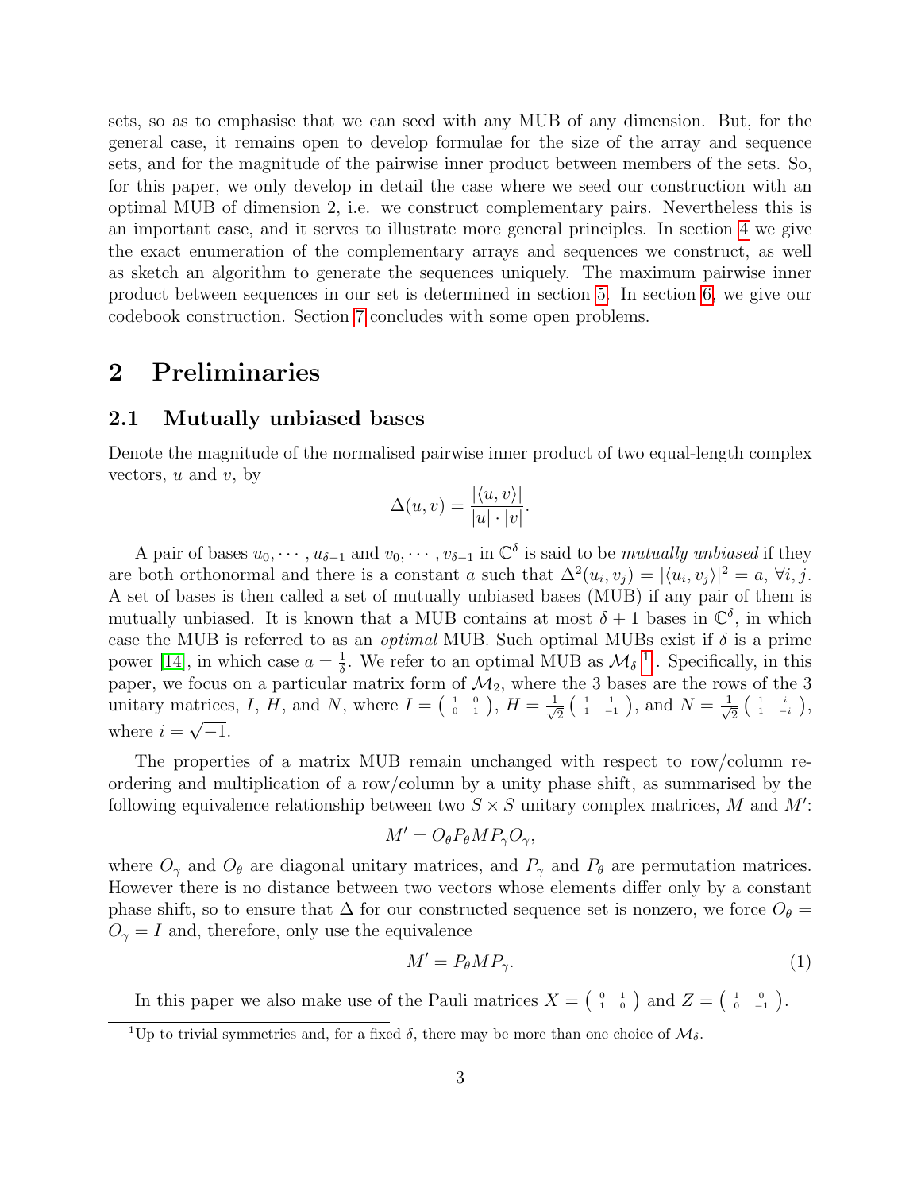sets, so as to emphasise that we can seed with any MUB of any dimension. But, for the general case, it remains open to develop formulae for the size of the array and sequence sets, and for the magnitude of the pairwise inner product between members of the sets. So, for this paper, we only develop in detail the case where we seed our construction with an optimal MUB of dimension 2, i.e. we construct complementary pairs. Nevertheless this is an important case, and it serves to illustrate more general principles. In section 4 we give the exact enumeration of the complementary arrays and sequences we construct, as well as sketch an algorithm to generate the sequences uniquely. The maximum pairwise inner product between sequences in our set is determined in section 5. In section 6, we give our codebook construction. Section 7 concludes with some open problems.

# 2 Preliminaries

## 2.1 Mutually unbiased bases

Denote the magnitude of the normalised pairwise inner product of two equal-length complex vectors, $u$ and $v$, by

$$\Delta(u, v) = \frac{|\langle u, v\rangle|}{|u| \cdot |v|}.$$

A pair of bases $u_0, \cdots, u_{\delta-1}$ and $v_0, \cdots, v_{\delta-1}$ in $\mathbb{C}^\delta$ is said to be *mutually unbiased* if they are both orthonormal and there is a constant $a$ such that $\Delta^2(u_i, v_j) = |\langle u_i, v_j\rangle|^2 = a$, $\forall i, j$. A set of bases is then called a set of mutually unbiased bases (MUB) if any pair of them is mutually unbiased. It is known that a MUB contains at most $\delta + 1$ bases in $\mathbb{C}^\delta$, in which case the MUB is referred to as an *optimal* MUB. Such optimal MUBs exist if $\delta$ is a prime power [14], in which case $a = \frac{1}{\delta}$. We refer to an optimal MUB as $\mathcal{M}_\delta$ [1]. Specifically, in this paper, we focus on a particular matrix form of $\mathcal{M}_2$, where the 3 bases are the rows of the 3 unitary matrices, $I$, $H$, and $N$, where $I = \begin{pmatrix} 1 & 0 \\ 0 & 1 \end{pmatrix}$, $H = \frac{1}{\sqrt{2}}\begin{pmatrix} 1 & 1 \\ 1 & -1 \end{pmatrix}$, and $N = \frac{1}{\sqrt{2}}\begin{pmatrix} 1 & i \\ 1 & -i \end{pmatrix}$, where $i = \sqrt{-1}$.

The properties of a matrix MUB remain unchanged with respect to row/column reordering and multiplication of a row/column by a unity phase shift, as summarised by the following equivalence relationship between two $S \times S$ unitary complex matrices, $M$ and $M'$:

$$M' = O_\theta P_\theta M P_\gamma O_\gamma,$$

where $O_\gamma$ and $O_\theta$ are diagonal unitary matrices, and $P_\gamma$ and $P_\theta$ are permutation matrices. However there is no distance between two vectors whose elements differ only by a constant phase shift, so to ensure that $\Delta$ for our constructed sequence set is nonzero, we force $O_\theta = O_\gamma = I$ and, therefore, only use the equivalence

$$M' = P_\theta M P_\gamma. \tag{1}$$

In this paper we also make use of the Pauli matrices $X = \begin{pmatrix} 0 & 1 \\ 1 & 0 \end{pmatrix}$ and $Z = \begin{pmatrix} 1 & 0 \\ 0 & -1 \end{pmatrix}$.

[1] Up to trivial symmetries and, for a fixed $\delta$, there may be more than one choice of $\mathcal{M}_\delta$.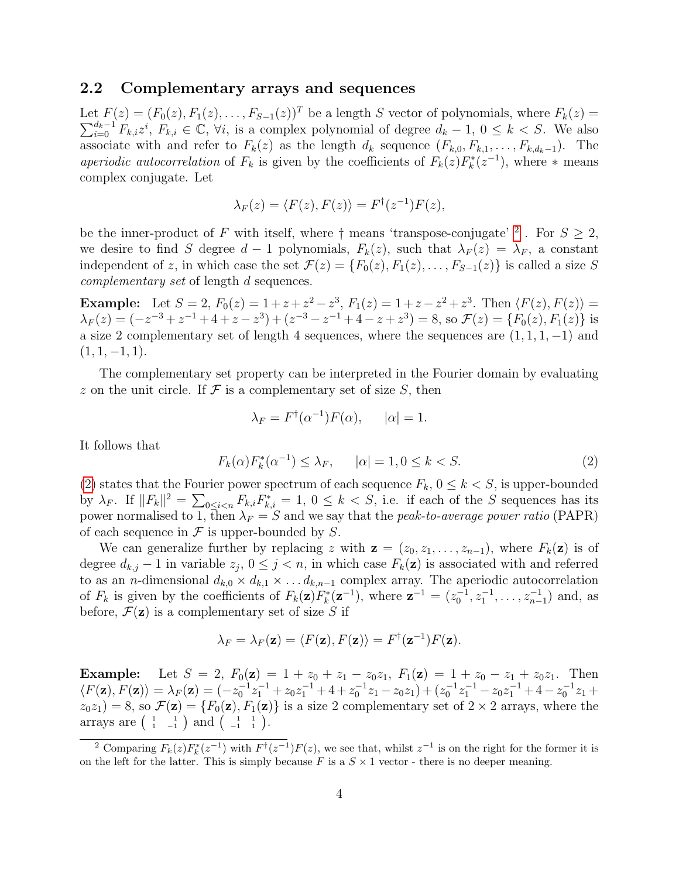### 2.2 Complementary arrays and sequences

Let $F(z) = (F_0(z), F_1(z), \ldots, F_{S-1}(z))^T$ be a length $S$ vector of polynomials, where $F_k(z) = \sum_{i=0}^{d_k-1} F_{k,i}z^i$, $F_{k,i} \in \mathbb{C}$, $\forall i$, is a complex polynomial of degree $d_k - 1$, $0 \leq k < S$. We also associate with and refer to $F_k(z)$ as the length $d_k$ sequence $(F_{k,0}, F_{k,1}, \ldots, F_{k,d_k-1})$. The *aperiodic autocorrelation* of $F_k$ is given by the coefficients of $F_k(z)F_k^*(z^{-1})$, where $*$ means complex conjugate. Let

$$\lambda_F(z) = \langle F(z), F(z) \rangle = F^\dagger(z^{-1})F(z),$$

be the inner-product of $F$ with itself, where $\dagger$ means 'transpose-conjugate' [2]. For $S \geq 2$, we desire to find $S$ degree $d - 1$ polynomials, $F_k(z)$, such that $\lambda_F(z) = \lambda_F$, a constant independent of $z$, in which case the set $\mathcal{F}(z) = \{F_0(z), F_1(z), \ldots, F_{S-1}(z)\}$ is called a size $S$ *complementary set* of length $d$ sequences.

**Example:** Let $S = 2$, $F_0(z) = 1 + z + z^2 - z^3$, $F_1(z) = 1 + z - z^2 + z^3$. Then $\langle F(z), F(z) \rangle = \lambda_F(z) = (-z^{-3} + z^{-1} + 4 + z - z^3) + (z^{-3} - z^{-1} + 4 - z + z^3) = 8$, so $\mathcal{F}(z) = \{F_0(z), F_1(z)\}$ is a size 2 complementary set of length 4 sequences, where the sequences are $(1, 1, 1, -1)$ and $(1, 1, -1, 1)$.

The complementary set property can be interpreted in the Fourier domain by evaluating $z$ on the unit circle. If $\mathcal{F}$ is a complementary set of size $S$, then

$$\lambda_F = F^\dagger(\alpha^{-1})F(\alpha), \qquad |\alpha| = 1.$$

It follows that

$$F_k(\alpha)F_k^*(\alpha^{-1}) \leq \lambda_F, \qquad |\alpha| = 1, 0 \leq k < S. \tag{2}$$

(2) states that the Fourier power spectrum of each sequence $F_k$, $0 \leq k < S$, is upper-bounded by $\lambda_F$. If $\|F_k\|^2 = \sum_{0 \leq i < n} F_{k,i}F_{k,i}^* = 1$, $0 \leq k < S$, i.e. if each of the $S$ sequences has its power normalised to 1, then $\lambda_F = S$ and we say that the *peak-to-average power ratio* (PAPR) of each sequence in $\mathcal{F}$ is upper-bounded by $S$.

We can generalize further by replacing $z$ with $\mathbf{z} = (z_0, z_1, \ldots, z_{n-1})$, where $F_k(\mathbf{z})$ is of degree $d_{k,j} - 1$ in variable $z_j$, $0 \leq j < n$, in which case $F_k(\mathbf{z})$ is associated with and referred to as an $n$-dimensional $d_{k,0} \times d_{k,1} \times \ldots d_{k,n-1}$ complex array. The aperiodic autocorrelation of $F_k$ is given by the coefficients of $F_k(\mathbf{z})F_k^*(\mathbf{z}^{-1})$, where $\mathbf{z}^{-1} = (z_0^{-1}, z_1^{-1}, \ldots, z_{n-1}^{-1})$ and, as before, $\mathcal{F}(\mathbf{z})$ is a complementary set of size $S$ if

$$\lambda_F = \lambda_F(\mathbf{z}) = \langle F(\mathbf{z}), F(\mathbf{z}) \rangle = F^\dagger(\mathbf{z}^{-1})F(\mathbf{z}).$$

**Example:** Let $S = 2$, $F_0(\mathbf{z}) = 1 + z_0 + z_1 - z_0z_1$, $F_1(\mathbf{z}) = 1 + z_0 - z_1 + z_0z_1$. Then $\langle F(\mathbf{z}), F(\mathbf{z}) \rangle = \lambda_F(\mathbf{z}) = (-z_0^{-1}z_1^{-1} + z_0z_1^{-1} + 4 + z_0^{-1}z_1 - z_0z_1) + (z_0^{-1}z_1^{-1} - z_0z_1^{-1} + 4 - z_0^{-1}z_1 + z_0z_1) = 8$, so $\mathcal{F}(\mathbf{z}) = \{F_0(\mathbf{z}), F_1(\mathbf{z})\}$ is a size 2 complementary set of $2 \times 2$ arrays, where the arrays are $\begin{pmatrix} 1 & 1 \\ 1 & -1 \end{pmatrix}$ and $\begin{pmatrix} 1 & 1 \\ -1 & 1 \end{pmatrix}$.

[2] Comparing $F_k(z)F_k^*(z^{-1})$ with $F^\dagger(z^{-1})F(z)$, we see that, whilst $z^{-1}$ is on the right for the former it is on the left for the latter. This is simply because $F$ is a $S \times 1$ vector - there is no deeper meaning.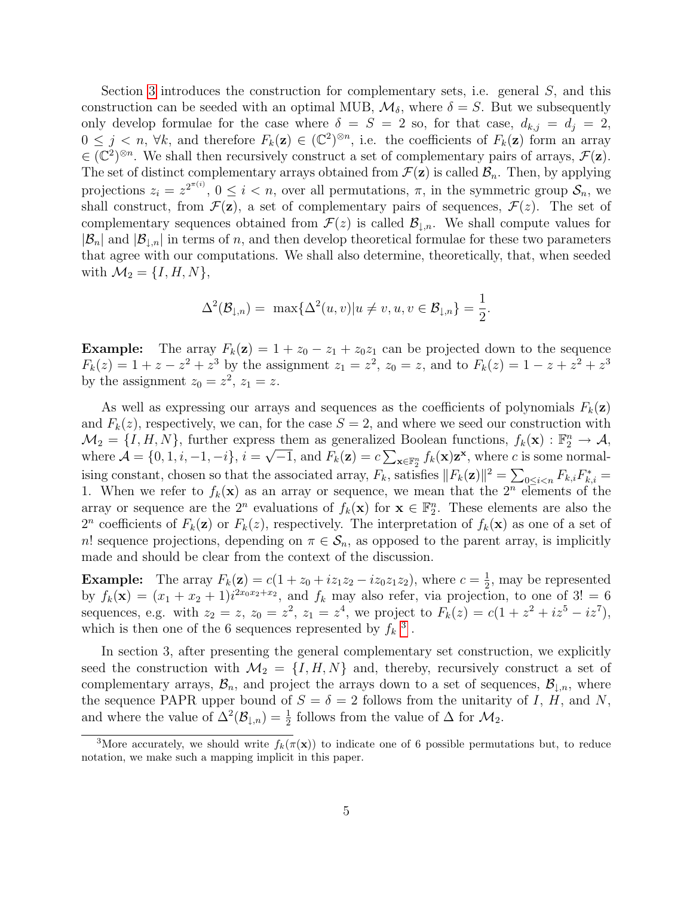Section 3 introduces the construction for complementary sets, i.e. general $S$, and this construction can be seeded with an optimal MUB, $\mathcal{M}_\delta$, where $\delta = S$. But we subsequently only develop formulae for the case where $\delta = S = 2$ so, for that case, $d_{k,j} = d_j = 2$, $0 \leq j < n$, $\forall k$, and therefore $F_k(\mathbf{z}) \in (\mathbb{C}^2)^{\otimes n}$, i.e. the coefficients of $F_k(\mathbf{z})$ form an array $\in (\mathbb{C}^2)^{\otimes n}$. We shall then recursively construct a set of complementary pairs of arrays, $\mathcal{F}(\mathbf{z})$. The set of distinct complementary arrays obtained from $\mathcal{F}(\mathbf{z})$ is called $\mathcal{B}_n$. Then, by applying projections $z_i = z^{2^{\pi(i)}}$, $0 \leq i < n$, over all permutations, $\pi$, in the symmetric group $\mathcal{S}_n$, we shall construct, from $\mathcal{F}(\mathbf{z})$, a set of complementary pairs of sequences, $\mathcal{F}(z)$. The set of complementary sequences obtained from $\mathcal{F}(z)$ is called $\mathcal{B}_{\downarrow,n}$. We shall compute values for $|\mathcal{B}_n|$ and $|\mathcal{B}_{\downarrow,n}|$ in terms of $n$, and then develop theoretical formulae for these two parameters that agree with our computations. We shall also determine, theoretically, that, when seeded with $\mathcal{M}_2 = \{I, H, N\}$,

$$\Delta^2(\mathcal{B}_{\downarrow,n}) = \max\{\Delta^2(u,v) | u \neq v, u, v \in \mathcal{B}_{\downarrow,n}\} = \frac{1}{2}.$$

**Example:** The array $F_k(\mathbf{z}) = 1 + z_0 - z_1 + z_0 z_1$ can be projected down to the sequence $F_k(z) = 1 + z - z^2 + z^3$ by the assignment $z_1 = z^2$, $z_0 = z$, and to $F_k(z) = 1 - z + z^2 + z^3$ by the assignment $z_0 = z^2$, $z_1 = z$.

As well as expressing our arrays and sequences as the coefficients of polynomials $F_k(\mathbf{z})$ and $F_k(z)$, respectively, we can, for the case $S = 2$, and where we seed our construction with $\mathcal{M}_2 = \{I, H, N\}$, further express them as generalized Boolean functions, $f_k(\mathbf{x}) : \mathbb{F}_2^n \rightarrow \mathcal{A}$, where $\mathcal{A} = \{0, 1, i, -1, -i\}$, $i = \sqrt{-1}$, and $F_k(\mathbf{z}) = c \sum_{\mathbf{x} \in \mathbb{F}_2^n} f_k(\mathbf{x}) \mathbf{z}^{\mathbf{x}}$, where $c$ is some normalising constant, chosen so that the associated array, $F_k$, satisfies $\|F_k(\mathbf{z})\|^2 = \sum_{0 \leq i < n} F_{k,i} F_{k,i}^* = 1$. When we refer to $f_k(\mathbf{x})$ as an array or sequence, we mean that the $2^n$ elements of the array or sequence are the $2^n$ evaluations of $f_k(\mathbf{x})$ for $\mathbf{x} \in \mathbb{F}_2^n$. These elements are also the $2^n$ coefficients of $F_k(\mathbf{z})$ or $F_k(z)$, respectively. The interpretation of $f_k(\mathbf{x})$ as one of a set of $n!$ sequence projections, depending on $\pi \in \mathcal{S}_n$, as opposed to the parent array, is implicitly made and should be clear from the context of the discussion.

**Example:** The array $F_k(\mathbf{z}) = c(1 + z_0 + iz_1 z_2 - iz_0 z_1 z_2)$, where $c = \frac{1}{2}$, may be represented by $f_k(\mathbf{x}) = (x_1 + x_2 + 1) i^{2x_0 x_2 + x_2}$, and $f_k$ may also refer, via projection, to one of $3! = 6$ sequences, e.g. with $z_2 = z$, $z_0 = z^2$, $z_1 = z^4$, we project to $F_k(z) = c(1 + z^2 + iz^5 - iz^7)$, which is then one of the 6 sequences represented by $f_k$ [3].

In section 3, after presenting the general complementary set construction, we explicitly seed the construction with $\mathcal{M}_2 = \{I, H, N\}$ and, thereby, recursively construct a set of complementary arrays, $\mathcal{B}_n$, and project the arrays down to a set of sequences, $\mathcal{B}_{\downarrow,n}$, where the sequence PAPR upper bound of $S = \delta = 2$ follows from the unitarity of $I$, $H$, and $N$, and where the value of $\Delta^2(\mathcal{B}_{\downarrow,n}) = \frac{1}{2}$ follows from the value of $\Delta$ for $\mathcal{M}_2$.

[3] More accurately, we should write $f_k(\pi(\mathbf{x}))$ to indicate one of 6 possible permutations but, to reduce notation, we make such a mapping implicit in this paper.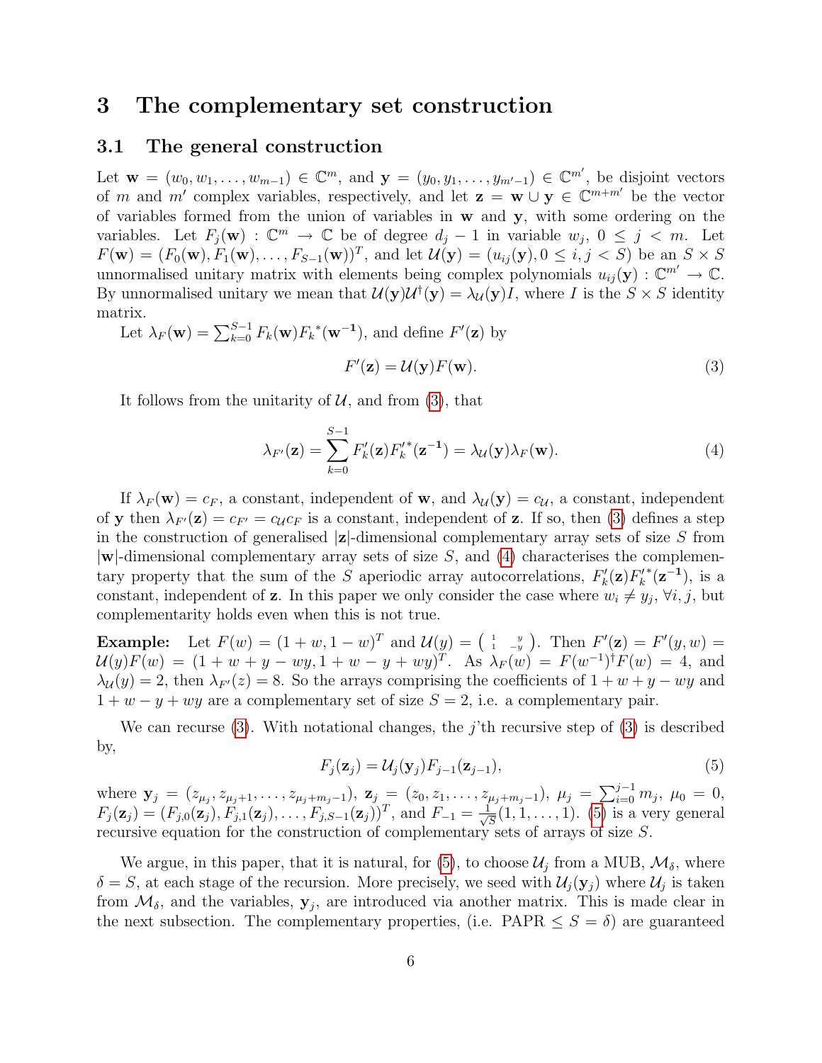# 3 The complementary set construction

## 3.1 The general construction

Let $\mathbf{w} = (w_0, w_1, \ldots, w_{m-1}) \in \mathbb{C}^m$, and $\mathbf{y} = (y_0, y_1, \ldots, y_{m'-1}) \in \mathbb{C}^{m'}$, be disjoint vectors of $m$ and $m'$ complex variables, respectively, and let $\mathbf{z} = \mathbf{w} \cup \mathbf{y} \in \mathbb{C}^{m+m'}$ be the vector of variables formed from the union of variables in $\mathbf{w}$ and $\mathbf{y}$, with some ordering on the variables. Let $F_j(\mathbf{w}) : \mathbb{C}^m \to \mathbb{C}$ be of degree $d_j - 1$ in variable $w_j$, $0 \le j < m$. Let $F(\mathbf{w}) = (F_0(\mathbf{w}), F_1(\mathbf{w}), \ldots, F_{S-1}(\mathbf{w}))^T$, and let $\mathcal{U}(\mathbf{y}) = (u_{ij}(\mathbf{y}), 0 \le i, j < S)$ be an $S \times S$ unnormalised unitary matrix with elements being complex polynomials $u_{ij}(\mathbf{y}) : \mathbb{C}^{m'} \to \mathbb{C}$. By unnormalised unitary we mean that $\mathcal{U}(\mathbf{y})\mathcal{U}^\dagger(\mathbf{y}) = \lambda_{\mathcal{U}}(\mathbf{y})I$, where $I$ is the $S \times S$ identity matrix.

Let $\lambda_F(\mathbf{w}) = \sum_{k=0}^{S-1} F_k(\mathbf{w})F_k^*(\mathbf{w^{-1}})$, and define $F'(\mathbf{z})$ by

$$F'(\mathbf{z}) = \mathcal{U}(\mathbf{y})F(\mathbf{w}). \tag{3}$$

It follows from the unitarity of $\mathcal{U}$, and from (3), that

$$\lambda_{F'}(\mathbf{z}) = \sum_{k=0}^{S-1} F'_k(\mathbf{z})F'^*_k(\mathbf{z^{-1}}) = \lambda_{\mathcal{U}}(\mathbf{y})\lambda_F(\mathbf{w}). \tag{4}$$

If $\lambda_F(\mathbf{w}) = c_F$, a constant, independent of $\mathbf{w}$, and $\lambda_{\mathcal{U}}(\mathbf{y}) = c_{\mathcal{U}}$, a constant, independent of $\mathbf{y}$ then $\lambda_{F'}(\mathbf{z}) = c_{F'} = c_{\mathcal{U}}c_F$ is a constant, independent of $\mathbf{z}$. If so, then (3) defines a step in the construction of generalised $|\mathbf{z}|$-dimensional complementary array sets of size $S$ from $|\mathbf{w}|$-dimensional complementary array sets of size $S$, and (4) characterises the complementary property that the sum of the $S$ aperiodic array autocorrelations, $F'_k(\mathbf{z})F'^*_k(\mathbf{z^{-1}})$, is a constant, independent of $\mathbf{z}$. In this paper we only consider the case where $w_i \ne y_j$, $\forall i, j$, but complementarity holds even when this is not true.

**Example:** Let $F(w) = (1 + w, 1 - w)^T$ and $\mathcal{U}(y) = \begin{pmatrix} 1 & y \\ 1 & -y \end{pmatrix}$. Then $F'(\mathbf{z}) = F'(y, w) = \mathcal{U}(y)F(w) = (1 + w + y - wy, 1 + w - y + wy)^T$. As $\lambda_F(w) = F(w^{-1})^\dagger F(w) = 4$, and $\lambda_{\mathcal{U}}(y) = 2$, then $\lambda_{F'}(z) = 8$. So the arrays comprising the coefficients of $1 + w + y - wy$ and $1 + w - y + wy$ are a complementary set of size $S = 2$, i.e. a complementary pair.

We can recurse (3). With notational changes, the $j$'th recursive step of (3) is described by,

$$F_j(\mathbf{z}_j) = \mathcal{U}_j(\mathbf{y}_j)F_{j-1}(\mathbf{z}_{j-1}), \tag{5}$$

where $\mathbf{y}_j = (z_{\mu_j}, z_{\mu_j+1}, \ldots, z_{\mu_j+m_j-1})$, $\mathbf{z}_j = (z_0, z_1, \ldots, z_{\mu_j+m_j-1})$, $\mu_j = \sum_{i=0}^{j-1} m_j$, $\mu_0 = 0$, $F_j(\mathbf{z}_j) = (F_{j,0}(\mathbf{z}_j), F_{j,1}(\mathbf{z}_j), \ldots, F_{j,S-1}(\mathbf{z}_j))^T$, and $F_{-1} = \frac{1}{\sqrt{S}}(1, 1, \ldots, 1)$. (5) is a very general recursive equation for the construction of complementary sets of arrays of size $S$.

We argue, in this paper, that it is natural, for (5), to choose $\mathcal{U}_j$ from a MUB, $\mathcal{M}_\delta$, where $\delta = S$, at each stage of the recursion. More precisely, we seed with $\mathcal{U}_j(\mathbf{y}_j)$ where $\mathcal{U}_j$ is taken from $\mathcal{M}_\delta$, and the variables, $\mathbf{y}_j$, are introduced via another matrix. This is made clear in the next subsection. The complementary properties, (i.e. PAPR $\le S = \delta$) are guaranteed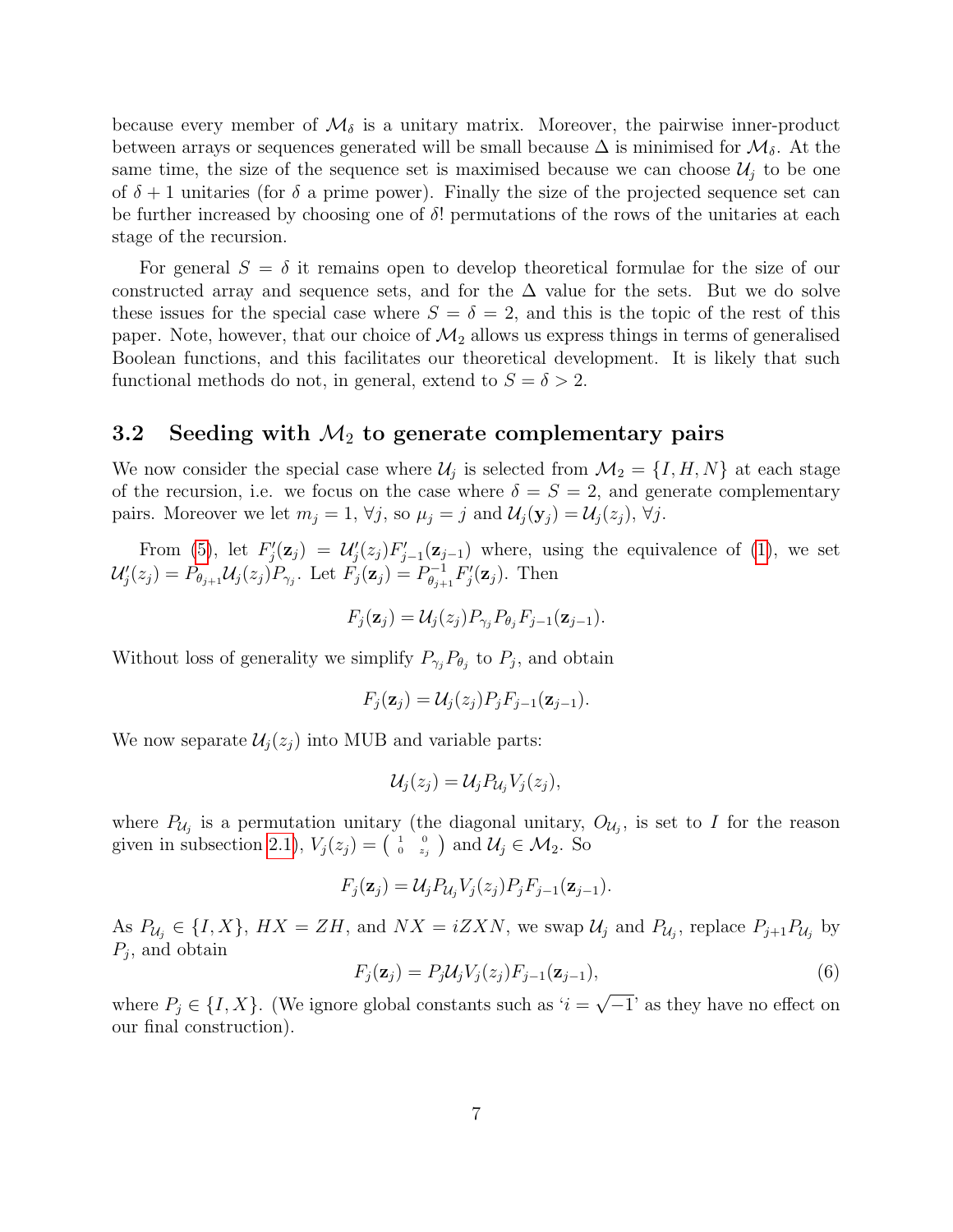because every member of $\mathcal{M}_\delta$ is a unitary matrix. Moreover, the pairwise inner-product between arrays or sequences generated will be small because $\Delta$ is minimised for $\mathcal{M}_\delta$. At the same time, the size of the sequence set is maximised because we can choose $\mathcal{U}_j$ to be one of $\delta + 1$ unitaries (for $\delta$ a prime power). Finally the size of the projected sequence set can be further increased by choosing one of $\delta!$ permutations of the rows of the unitaries at each stage of the recursion.

For general $S = \delta$ it remains open to develop theoretical formulae for the size of our constructed array and sequence sets, and for the $\Delta$ value for the sets. But we do solve these issues for the special case where $S = \delta = 2$, and this is the topic of the rest of this paper. Note, however, that our choice of $\mathcal{M}_2$ allows us express things in terms of generalised Boolean functions, and this facilitates our theoretical development. It is likely that such functional methods do not, in general, extend to $S = \delta > 2$.

## 3.2 Seeding with $\mathcal{M}_2$ to generate complementary pairs

We now consider the special case where $\mathcal{U}_j$ is selected from $\mathcal{M}_2 = \{I, H, N\}$ at each stage of the recursion, i.e. we focus on the case where $\delta = S = 2$, and generate complementary pairs. Moreover we let $m_j = 1$, $\forall j$, so $\mu_j = j$ and $\mathcal{U}_j(\mathbf{y}_j) = \mathcal{U}_j(z_j)$, $\forall j$.

From (5), let $F'_j(\mathbf{z}_j) = \mathcal{U}'_j(z_j)F'_{j-1}(\mathbf{z}_{j-1})$ where, using the equivalence of (1), we set $\mathcal{U}'_j(z_j) = P_{\theta_{j+1}}\mathcal{U}_j(z_j)P_{\gamma_j}$. Let $F_j(\mathbf{z}_j) = P^{-1}_{\theta_{j+1}}F'_j(\mathbf{z}_j)$. Then

$$F_j(\mathbf{z}_j) = \mathcal{U}_j(z_j)P_{\gamma_j}P_{\theta_j}F_{j-1}(\mathbf{z}_{j-1}).$$

Without loss of generality we simplify $P_{\gamma_j}P_{\theta_j}$ to $P_j$, and obtain

$$F_j(\mathbf{z}_j) = \mathcal{U}_j(z_j)P_jF_{j-1}(\mathbf{z}_{j-1}).$$

We now separate $\mathcal{U}_j(z_j)$ into MUB and variable parts:

$$\mathcal{U}_j(z_j) = \mathcal{U}_jP_{\mathcal{U}_j}V_j(z_j),$$

where $P_{\mathcal{U}_j}$ is a permutation unitary (the diagonal unitary, $O_{\mathcal{U}_j}$, is set to $I$ for the reason given in subsection 2.1), $V_j(z_j) = \begin{pmatrix} 1 & 0 \\ 0 & z_j \end{pmatrix}$ and $\mathcal{U}_j \in \mathcal{M}_2$. So

$$F_j(\mathbf{z}_j) = \mathcal{U}_jP_{\mathcal{U}_j}V_j(z_j)P_jF_{j-1}(\mathbf{z}_{j-1}).$$

As $P_{\mathcal{U}_j} \in \{I, X\}$, $HX = ZH$, and $NX = iZXN$, we swap $\mathcal{U}_j$ and $P_{\mathcal{U}_j}$, replace $P_{j+1}P_{\mathcal{U}_j}$ by $P_j$, and obtain

$$F_j(\mathbf{z}_j) = P_j\mathcal{U}_jV_j(z_j)F_{j-1}(\mathbf{z}_{j-1}), \tag{6}$$

where $P_j \in \{I, X\}$. (We ignore global constants such as '$i = \sqrt{-1}$' as they have no effect on our final construction).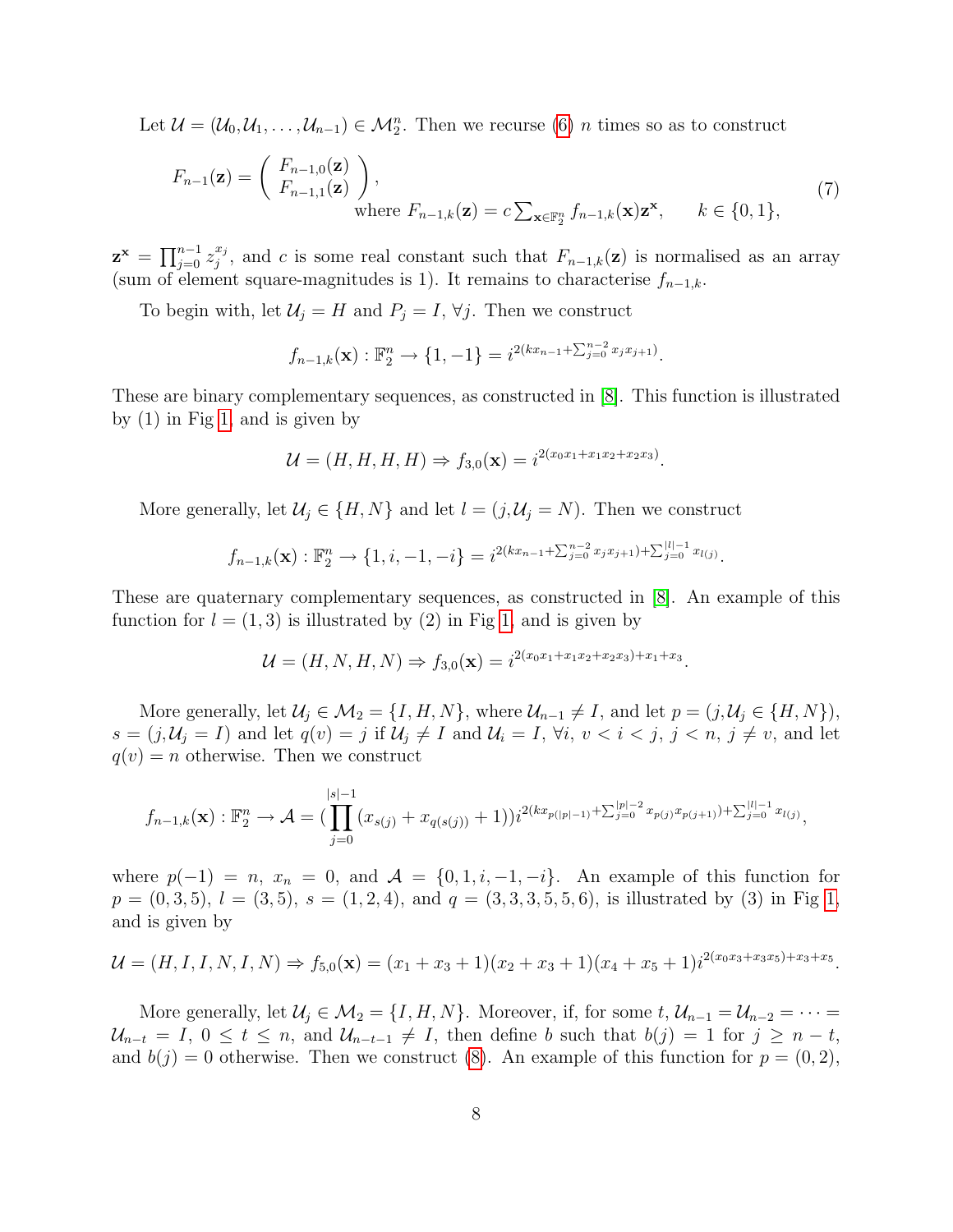Let $\mathcal{U} = (\mathcal{U}_0, \mathcal{U}_1, \ldots, \mathcal{U}_{n-1}) \in \mathcal{M}_2^n$. Then we recurse (6) $n$ times so as to construct

$$F_{n-1}(\mathbf{z}) = \begin{pmatrix} F_{n-1,0}(\mathbf{z}) \\ F_{n-1,1}(\mathbf{z}) \end{pmatrix}, \qquad \text{where } F_{n-1,k}(\mathbf{z}) = c\sum_{\mathbf{x}\in\mathbb{F}_2^n} f_{n-1,k}(\mathbf{x})\mathbf{z}^{\mathbf{x}}, \qquad k \in \{0,1\}, \tag{7}$$

$\mathbf{z}^{\mathbf{x}} = \prod_{j=0}^{n-1} z_j^{x_j}$, and $c$ is some real constant such that $F_{n-1,k}(\mathbf{z})$ is normalised as an array (sum of element square-magnitudes is 1). It remains to characterise $f_{n-1,k}$.

To begin with, let $\mathcal{U}_j = H$ and $P_j = I$, $\forall j$. Then we construct

$$f_{n-1,k}(\mathbf{x}) : \mathbb{F}_2^n \rightarrow \{1,-1\} = i^{2(kx_{n-1} + \sum_{j=0}^{n-2} x_j x_{j+1})}.$$

These are binary complementary sequences, as constructed in [8]. This function is illustrated by (1) in Fig 1, and is given by

$$\mathcal{U} = (H,H,H,H) \Rightarrow f_{3,0}(\mathbf{x}) = i^{2(x_0x_1 + x_1x_2 + x_2x_3)}.$$

More generally, let $\mathcal{U}_j \in \{H, N\}$ and let $l = (j, \mathcal{U}_j = N)$. Then we construct

$$f_{n-1,k}(\mathbf{x}) : \mathbb{F}_2^n \rightarrow \{1,i,-1,-i\} = i^{2(kx_{n-1} + \sum_{j=0}^{n-2} x_j x_{j+1}) + \sum_{j=0}^{|l|-1} x_{l(j)}}.$$

These are quaternary complementary sequences, as constructed in [8]. An example of this function for $l = (1,3)$ is illustrated by (2) in Fig 1, and is given by

$$\mathcal{U} = (H,N,H,N) \Rightarrow f_{3,0}(\mathbf{x}) = i^{2(x_0x_1 + x_1x_2 + x_2x_3) + x_1 + x_3}.$$

More generally, let $\mathcal{U}_j \in \mathcal{M}_2 = \{I, H, N\}$, where $\mathcal{U}_{n-1} \neq I$, and let $p = (j, \mathcal{U}_j \in \{H,N\})$, $s = (j, \mathcal{U}_j = I)$ and let $q(v) = j$ if $\mathcal{U}_j \neq I$ and $\mathcal{U}_i = I$, $\forall i$, $v < i < j$, $j < n$, $j \neq v$, and let $q(v) = n$ otherwise. Then we construct

$$f_{n-1,k}(\mathbf{x}) : \mathbb{F}_2^n \rightarrow \mathcal{A} = (\prod_{j=0}^{|s|-1} (x_{s(j)} + x_{q(s(j))} + 1)) i^{2(kx_{p(|p|-1)} + \sum_{j=0}^{|p|-2} x_{p(j)}x_{p(j+1)}) + \sum_{j=0}^{|l|-1} x_{l(j)}},$$

where $p(-1) = n$, $x_n = 0$, and $\mathcal{A} = \{0, 1, i, -1, -i\}$. An example of this function for $p = (0,3,5)$, $l = (3,5)$, $s = (1,2,4)$, and $q = (3,3,3,5,5,6)$, is illustrated by (3) in Fig 1, and is given by

$$\mathcal{U} = (H,I,I,N,I,N) \Rightarrow f_{5,0}(\mathbf{x}) = (x_1 + x_3 + 1)(x_2 + x_3 + 1)(x_4 + x_5 + 1) i^{2(x_0x_3 + x_3x_5) + x_3 + x_5}.$$

More generally, let $\mathcal{U}_j \in \mathcal{M}_2 = \{I, H, N\}$. Moreover, if, for some $t$, $\mathcal{U}_{n-1} = \mathcal{U}_{n-2} = \cdots = \mathcal{U}_{n-t} = I$, $0 \leq t \leq n$, and $\mathcal{U}_{n-t-1} \neq I$, then define $b$ such that $b(j) = 1$ for $j \geq n - t$, and $b(j) = 0$ otherwise. Then we construct (8). An example of this function for $p = (0,2)$,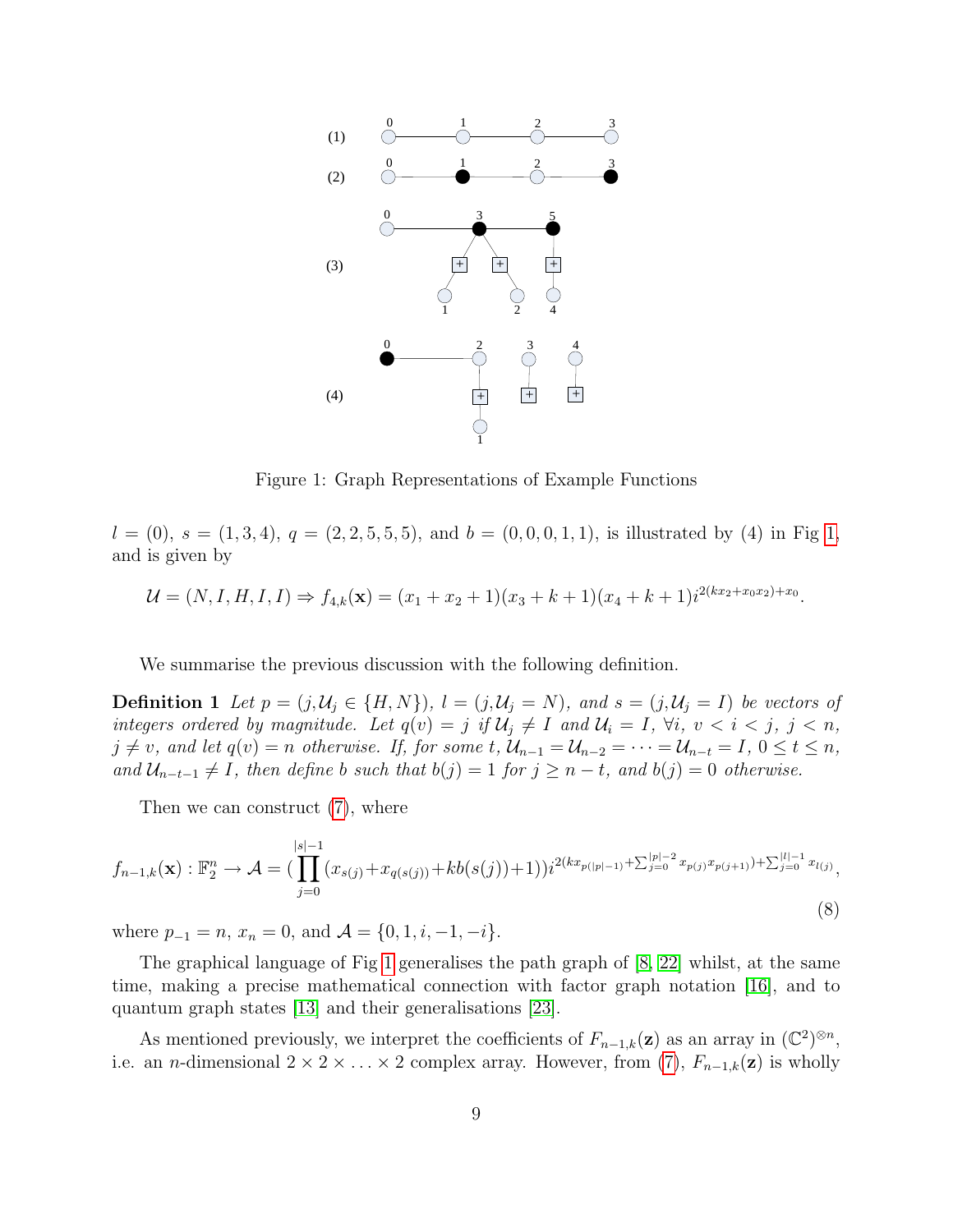Figure 1: Graph Representations of Example Functions

$l = (0)$, $s = (1, 3, 4)$, $q = (2, 2, 5, 5, 5)$, and $b = (0, 0, 0, 1, 1)$, is illustrated by (4) in Fig 1, and is given by

$$\mathcal{U} = (N, I, H, I, I) \Rightarrow f_{4,k}(\mathbf{x}) = (x_1 + x_2 + 1)(x_3 + k + 1)(x_4 + k + 1)i^{2(kx_2 + x_0x_2) + x_0}.$$

We summarise the previous discussion with the following definition.

**Definition 1** *Let $p = (j, \mathcal{U}_j \in \{H, N\})$, $l = (j, \mathcal{U}_j = N)$, and $s = (j, \mathcal{U}_j = I)$ be vectors of integers ordered by magnitude. Let $q(v) = j$ if $\mathcal{U}_j \neq I$ and $\mathcal{U}_i = I$, $\forall i$, $v < i < j$, $j < n$, $j \neq v$, and let $q(v) = n$ otherwise. If, for some $t$, $\mathcal{U}_{n-1} = \mathcal{U}_{n-2} = \cdots = \mathcal{U}_{n-t} = I$, $0 \leq t \leq n$, and $\mathcal{U}_{n-t-1} \neq I$, then define $b$ such that $b(j) = 1$ for $j \geq n - t$, and $b(j) = 0$ otherwise.*

Then we can construct (7), where

$$f_{n-1,k}(\mathbf{x}) : \mathbb{F}_2^n \to \mathcal{A} = \left(\prod_{j=0}^{|s|-1} (x_{s(j)} + x_{q(s(j))} + kb(s(j)) + 1)\right) i^{2(kx_{p(|p|-1)} + \sum_{j=0}^{|p|-2} x_{p(j)}x_{p(j+1)}) + \sum_{j=0}^{|l|-1} x_{l(j)}}, \tag{8}$$

where $p_{-1} = n$, $x_n = 0$, and $\mathcal{A} = \{0, 1, i, -1, -i\}$.

The graphical language of Fig 1 generalises the path graph of [8, 22] whilst, at the same time, making a precise mathematical connection with factor graph notation [16], and to quantum graph states [13] and their generalisations [23].

As mentioned previously, we interpret the coefficients of $F_{n-1,k}(\mathbf{z})$ as an array in $(\mathbb{C}^2)^{\otimes n}$, i.e. an $n$-dimensional $2 \times 2 \times \ldots \times 2$ complex array. However, from (7), $F_{n-1,k}(\mathbf{z})$ is wholly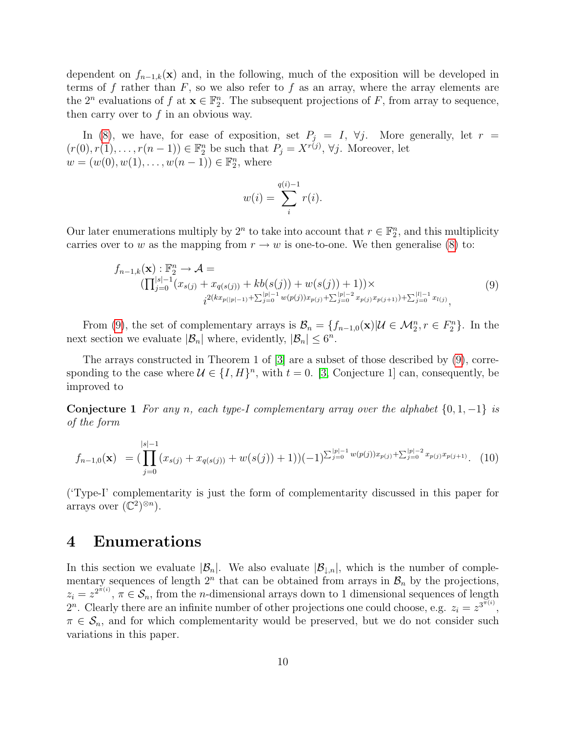dependent on $f_{n-1,k}(\mathbf{x})$ and, in the following, much of the exposition will be developed in terms of $f$ rather than $F$, so we also refer to $f$ as an array, where the array elements are the $2^n$ evaluations of $f$ at $\mathbf{x} \in \mathbb{F}_2^n$. The subsequent projections of $F$, from array to sequence, then carry over to $f$ in an obvious way.

In (8), we have, for ease of exposition, set $P_j = I$, $\forall j$. More generally, let $r = (r(0), r(1), \ldots, r(n-1)) \in \mathbb{F}_2^n$ be such that $P_j = X^{r(j)}$, $\forall j$. Moreover, let $w = (w(0), w(1), \ldots, w(n-1)) \in \mathbb{F}_2^n$, where

$$w(i) = \sum_{i}^{q(i)-1} r(i).$$

Our later enumerations multiply by $2^n$ to take into account that $r \in \mathbb{F}_2^n$, and this multiplicity carries over to $w$ as the mapping from $r \to w$ is one-to-one. We then generalise (8) to:

$$\begin{aligned} &f_{n-1,k}(\mathbf{x}) : \mathbb{F}_2^n \to \mathcal{A} = \\ &\quad (\prod_{j=0}^{|s|-1}(x_{s(j)} + x_{q(s(j))} + kb(s(j)) + w(s(j)) + 1))\times \\ &\qquad i^{2(kx_{p(|p|-1)} + \sum_{j=0}^{|p|-1} w(p(j))x_{p(j)} + \sum_{j=0}^{|p|-2} x_{p(j)}x_{p(j+1)}) + \sum_{j=0}^{|l|-1} x_{l(j)}}, \end{aligned} \tag{9}$$

From (9), the set of complementary arrays is $\mathcal{B}_n = \{f_{n-1,0}(\mathbf{x}) | \mathcal{U} \in \mathcal{M}_2^n, r \in F_2^n\}$. In the next section we evaluate $|\mathcal{B}_n|$ where, evidently, $|\mathcal{B}_n| \leq 6^n$.

The arrays constructed in Theorem 1 of [3] are a subset of those described by (9), corresponding to the case where $\mathcal{U} \in \{I, H\}^n$, with $t = 0$. [3, Conjecture 1] can, consequently, be improved to

**Conjecture 1** *For any $n$, each type-I complementary array over the alphabet $\{0, 1, -1\}$ is of the form*

$$f_{n-1,0}(\mathbf{x}) \;= (\prod_{j=0}^{|s|-1}(x_{s(j)} + x_{q(s(j))} + w(s(j)) + 1))(-1)^{\sum_{j=0}^{|p|-1} w(p(j))x_{p(j)} + \sum_{j=0}^{|p|-2} x_{p(j)}x_{p(j+1)}}. \tag{10}$$

('Type-I' complementarity is just the form of complementarity discussed in this paper for arrays over $(\mathbb{C}^2)^{\otimes n}$).

# 4 Enumerations

In this section we evaluate $|\mathcal{B}_n|$. We also evaluate $|\mathcal{B}_{\downarrow,n}|$, which is the number of complementary sequences of length $2^n$ that can be obtained from arrays in $\mathcal{B}_n$ by the projections, $z_i = z^{2^{\pi(i)}}$, $\pi \in \mathcal{S}_n$, from the $n$-dimensional arrays down to 1 dimensional sequences of length $2^n$. Clearly there are an infinite number of other projections one could choose, e.g. $z_i = z^{3^{\pi(i)}}$, $\pi \in \mathcal{S}_n$, and for which complementarity would be preserved, but we do not consider such variations in this paper.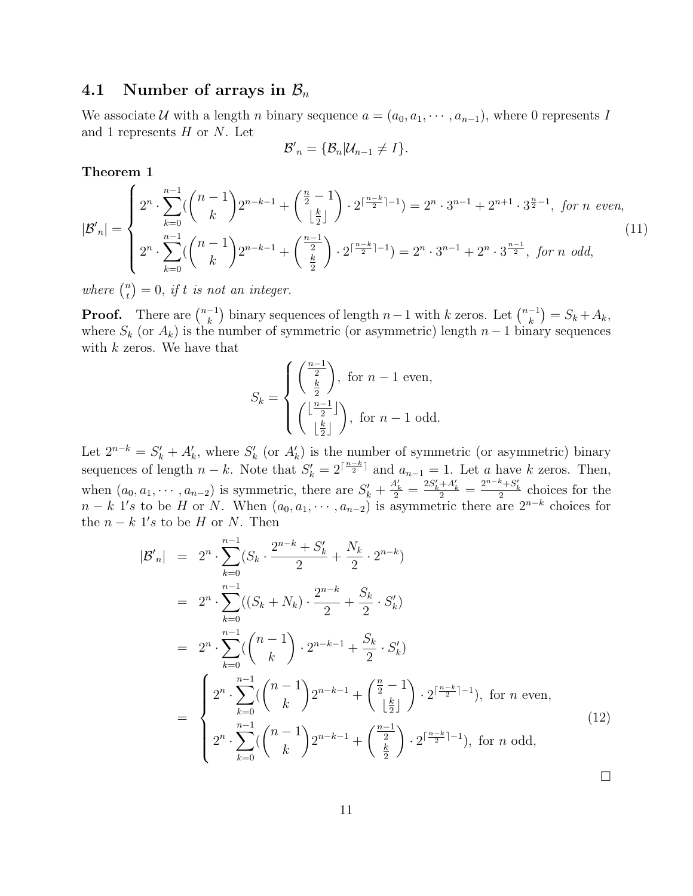### 4.1 Number of arrays in $\mathcal{B}_n$

We associate $\mathcal{U}$ with a length $n$ binary sequence $a = (a_0, a_1, \cdots, a_{n-1})$, where 0 represents $I$ and 1 represents $H$ or $N$. Let

$$\mathcal{B}'_n = \{\mathcal{B}_n | \mathcal{U}_{n-1} \neq I\}.$$

**Theorem 1**

$$|\mathcal{B}'_n| = \begin{cases} 2^n \cdot \sum_{k=0}^{n-1} (\binom{n-1}{k} 2^{n-k-1} + \binom{\frac{n}{2}-1}{\lfloor \frac{k}{2} \rfloor} \cdot 2^{\lceil \frac{n-k}{2} \rceil - 1}) = 2^n \cdot 3^{n-1} + 2^{n+1} \cdot 3^{\frac{n}{2}-1}, \ \textit{for } n \textit{ even}, \\ 2^n \cdot \sum_{k=0}^{n-1} (\binom{n-1}{k} 2^{n-k-1} + \binom{\frac{n-1}{2}}{\frac{k}{2}} \cdot 2^{\lceil \frac{n-k}{2} \rceil - 1}) = 2^n \cdot 3^{n-1} + 2^n \cdot 3^{\frac{n-1}{2}}, \ \textit{for } n \textit{ odd}, \end{cases} \tag{11}$$

*where* $\binom{n}{t} = 0$, *if* $t$ *is not an integer.*

**Proof.** There are $\binom{n-1}{k}$ binary sequences of length $n-1$ with $k$ zeros. Let $\binom{n-1}{k} = S_k + A_k$, where $S_k$ (or $A_k$) is the number of symmetric (or asymmetric) length $n-1$ binary sequences with $k$ zeros. We have that

$$S_k = \begin{cases} \binom{\frac{n-1}{2}}{\frac{k}{2}}, \text{ for } n-1 \text{ even}, \\ \binom{\lfloor \frac{n-1}{2} \rfloor}{\lfloor \frac{k}{2} \rfloor}, \text{ for } n-1 \text{ odd}. \end{cases}$$

Let $2^{n-k} = S'_k + A'_k$, where $S'_k$ (or $A'_k$) is the number of symmetric (or asymmetric) binary sequences of length $n-k$. Note that $S'_k = 2^{\lceil \frac{n-k}{2} \rceil}$ and $a_{n-1} = 1$. Let $a$ have $k$ zeros. Then, when $(a_0, a_1, \cdots, a_{n-2})$ is symmetric, there are $S'_k + \frac{A'_k}{2} = \frac{2S'_k + A'_k}{2} = \frac{2^{n-k} + S'_k}{2}$ choices for the $n-k$ $1's$ to be $H$ or $N$. When $(a_0, a_1, \cdots, a_{n-2})$ is asymmetric there are $2^{n-k}$ choices for the $n-k$ $1's$ to be $H$ or $N$. Then

$$\begin{aligned} |\mathcal{B}'_n| &= 2^n \cdot \sum_{k=0}^{n-1} (S_k \cdot \frac{2^{n-k} + S'_k}{2} + \frac{N_k}{2} \cdot 2^{n-k}) \\ &= 2^n \cdot \sum_{k=0}^{n-1} ((S_k + N_k) \cdot \frac{2^{n-k}}{2} + \frac{S_k}{2} \cdot S'_k) \\ &= 2^n \cdot \sum_{k=0}^{n-1} (\binom{n-1}{k} \cdot 2^{n-k-1} + \frac{S_k}{2} \cdot S'_k) \\ &= \begin{cases} 2^n \cdot \sum_{k=0}^{n-1} (\binom{n-1}{k} 2^{n-k-1} + \binom{\frac{n}{2}-1}{\lfloor \frac{k}{2} \rfloor} \cdot 2^{\lceil \frac{n-k}{2} \rceil - 1}), \text{ for } n \text{ even}, \\ 2^n \cdot \sum_{k=0}^{n-1} (\binom{n-1}{k} 2^{n-k-1} + \binom{\frac{n-1}{2}}{\frac{k}{2}} \cdot 2^{\lceil \frac{n-k}{2} \rceil - 1}), \text{ for } n \text{ odd}, \end{cases} \end{aligned} \tag{12}$$

□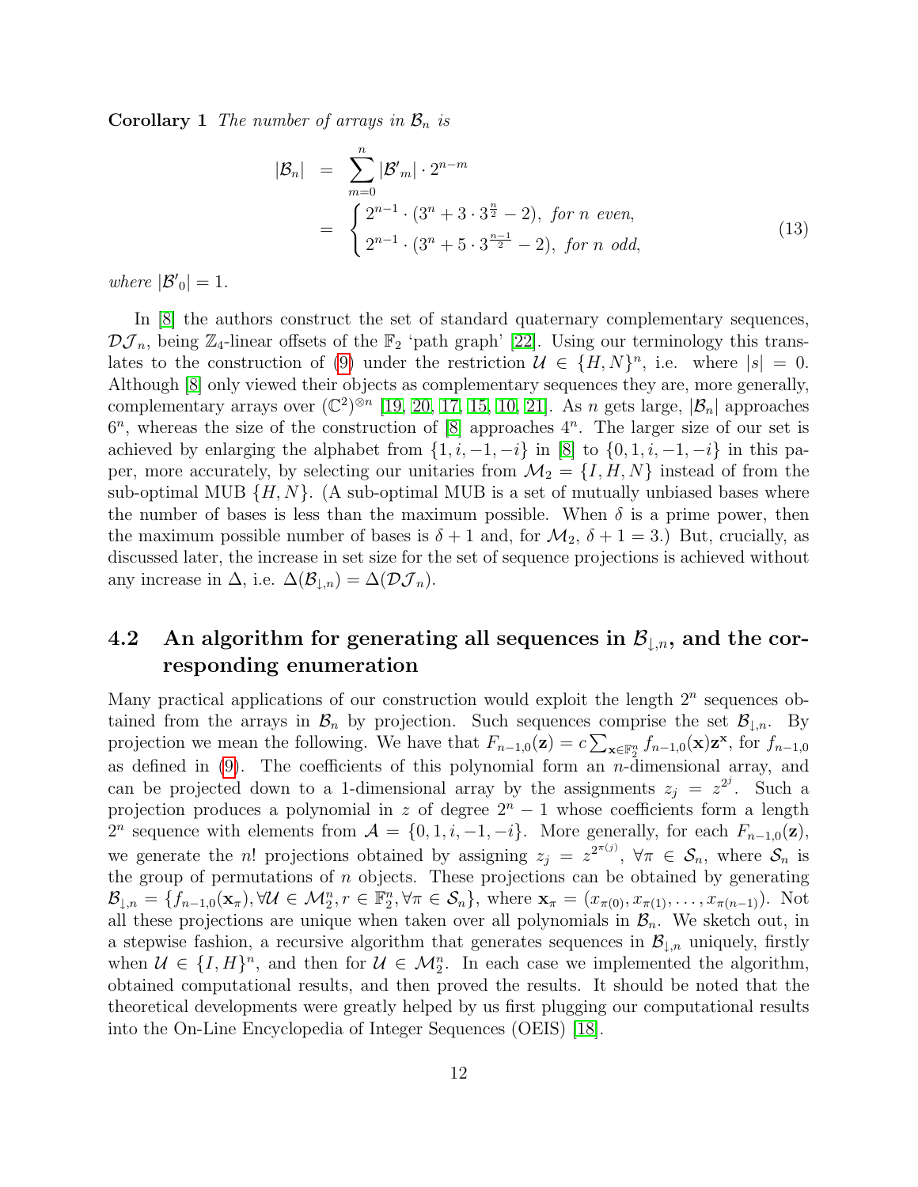**Corollary 1** *The number of arrays in $\mathcal{B}_n$ is*

$$
\begin{aligned}
|\mathcal{B}_n| &= \sum_{m=0}^{n} |\mathcal{B}'_m| \cdot 2^{n-m} \\
&= \begin{cases} 2^{n-1} \cdot (3^n + 3 \cdot 3^{\frac{n}{2}} - 2), & \text{for } n \text{ even}, \\ 2^{n-1} \cdot (3^n + 5 \cdot 3^{\frac{n-1}{2}} - 2), & \text{for } n \text{ odd}, \end{cases}
\end{aligned}
\tag{13}
$$

*where* $|\mathcal{B}'_0| = 1$.

In [8] the authors construct the set of standard quaternary complementary sequences, $\mathcal{DJ}_n$, being $\mathbb{Z}_4$-linear offsets of the $\mathbb{F}_2$ 'path graph' [22]. Using our terminology this translates to the construction of (9) under the restriction $\mathcal{U} \in \{H, N\}^n$, i.e. where $|s| = 0$. Although [8] only viewed their objects as complementary sequences they are, more generally, complementary arrays over $(\mathbb{C}^2)^{\otimes n}$ [19, 20, 17, 15, 10, 21]. As $n$ gets large, $|\mathcal{B}_n|$ approaches $6^n$, whereas the size of the construction of [8] approaches $4^n$. The larger size of our set is achieved by enlarging the alphabet from $\{1, i, -1, -i\}$ in [8] to $\{0, 1, i, -1, -i\}$ in this paper, more accurately, by selecting our unitaries from $\mathcal{M}_2 = \{I, H, N\}$ instead of from the sub-optimal MUB $\{H, N\}$. (A sub-optimal MUB is a set of mutually unbiased bases where the number of bases is less than the maximum possible. When $\delta$ is a prime power, then the maximum possible number of bases is $\delta + 1$ and, for $\mathcal{M}_2$, $\delta + 1 = 3$.) But, crucially, as discussed later, the increase in set size for the set of sequence projections is achieved without any increase in $\Delta$, i.e. $\Delta(\mathcal{B}_{\downarrow,n}) = \Delta(\mathcal{DJ}_n)$.

## 4.2 An algorithm for generating all sequences in $\mathcal{B}_{\downarrow,n}$, and the corresponding enumeration

Many practical applications of our construction would exploit the length $2^n$ sequences obtained from the arrays in $\mathcal{B}_n$ by projection. Such sequences comprise the set $\mathcal{B}_{\downarrow,n}$. By projection we mean the following. We have that $F_{n-1,0}(\mathbf{z}) = c \sum_{\mathbf{x} \in \mathbb{F}_2^n} f_{n-1,0}(\mathbf{x}) \mathbf{z}^{\mathbf{x}}$, for $f_{n-1,0}$ as defined in (9). The coefficients of this polynomial form an $n$-dimensional array, and can be projected down to a 1-dimensional array by the assignments $z_j = z^{2^j}$. Such a projection produces a polynomial in $z$ of degree $2^n - 1$ whose coefficients form a length $2^n$ sequence with elements from $\mathcal{A} = \{0, 1, i, -1, -i\}$. More generally, for each $F_{n-1,0}(\mathbf{z})$, we generate the $n!$ projections obtained by assigning $z_j = z^{2^{\pi(j)}}$, $\forall \pi \in \mathcal{S}_n$, where $\mathcal{S}_n$ is the group of permutations of $n$ objects. These projections can be obtained by generating $\mathcal{B}_{\downarrow,n} = \{f_{n-1,0}(\mathbf{x}_\pi), \forall \mathcal{U} \in \mathcal{M}_2^n, r \in \mathbb{F}_2^n, \forall \pi \in \mathcal{S}_n\}$, where $\mathbf{x}_\pi = (x_{\pi(0)}, x_{\pi(1)}, \ldots, x_{\pi(n-1)})$. Not all these projections are unique when taken over all polynomials in $\mathcal{B}_n$. We sketch out, in a stepwise fashion, a recursive algorithm that generates sequences in $\mathcal{B}_{\downarrow,n}$ uniquely, firstly when $\mathcal{U} \in \{I, H\}^n$, and then for $\mathcal{U} \in \mathcal{M}_2^n$. In each case we implemented the algorithm, obtained computational results, and then proved the results. It should be noted that the theoretical developments were greatly helped by us first plugging our computational results into the On-Line Encyclopedia of Integer Sequences (OEIS) [18].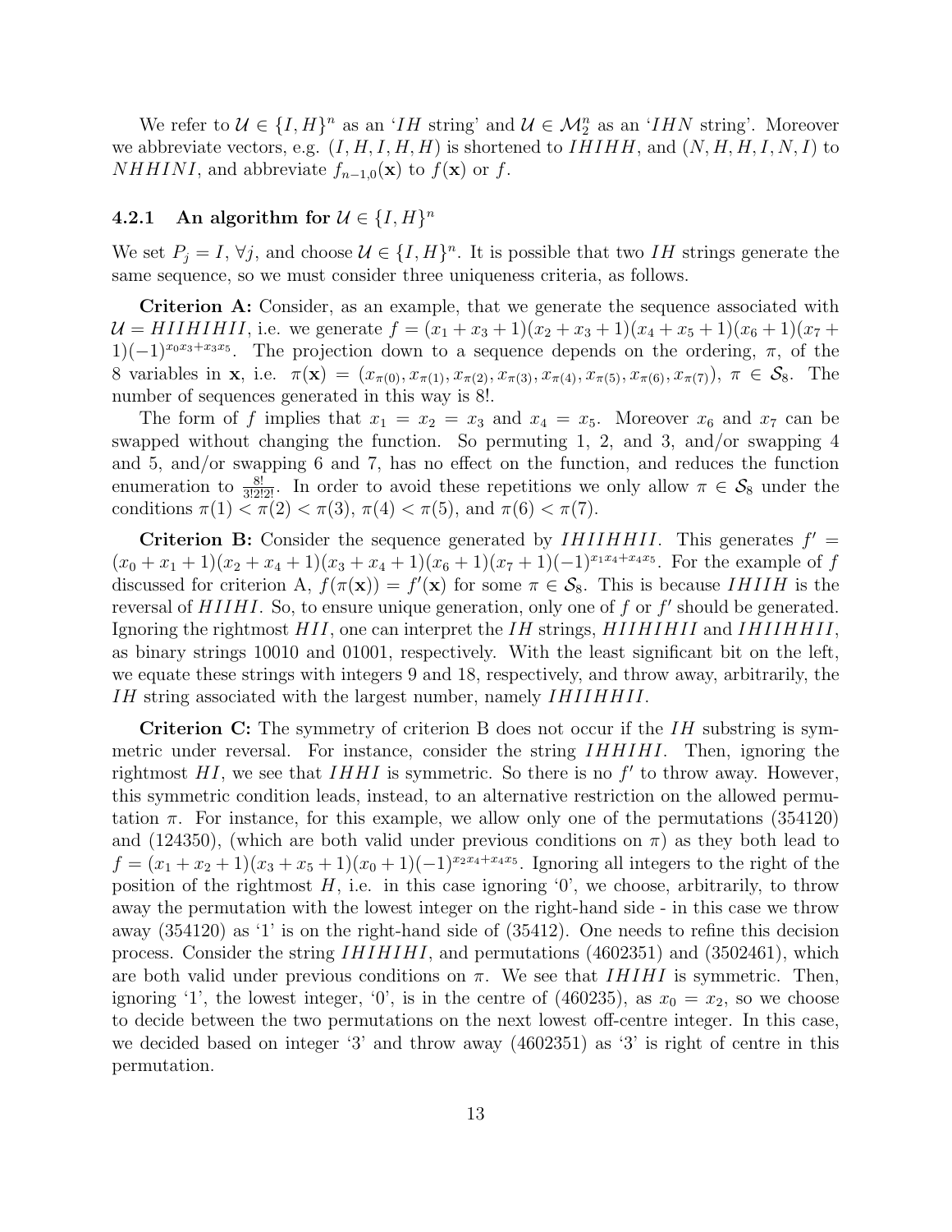We refer to $\mathcal{U} \in \{I, H\}^n$ as an '$IH$ string' and $\mathcal{U} \in \mathcal{M}_2^n$ as an '$IHN$ string'. Moreover we abbreviate vectors, e.g. $(I, H, I, H, H)$ is shortened to $IHIHH$, and $(N, H, H, I, N, I)$ to $NHHINI$, and abbreviate $f_{n-1,0}(\mathbf{x})$ to $f(\mathbf{x})$ or $f$.

### 4.2.1 An algorithm for $\mathcal{U} \in \{I, H\}^n$

We set $P_j = I$, $\forall j$, and choose $\mathcal{U} \in \{I, H\}^n$. It is possible that two $IH$ strings generate the same sequence, so we must consider three uniqueness criteria, as follows.

**Criterion A:** Consider, as an example, that we generate the sequence associated with $\mathcal{U} = HIIHIHII$, i.e. we generate $f = (x_1 + x_3 + 1)(x_2 + x_3 + 1)(x_4 + x_5 + 1)(x_6 + 1)(x_7 + 1)(-1)^{x_0 x_3 + x_3 x_5}$. The projection down to a sequence depends on the ordering, $\pi$, of the 8 variables in $\mathbf{x}$, i.e. $\pi(\mathbf{x}) = (x_{\pi(0)}, x_{\pi(1)}, x_{\pi(2)}, x_{\pi(3)}, x_{\pi(4)}, x_{\pi(5)}, x_{\pi(6)}, x_{\pi(7)})$, $\pi \in \mathcal{S}_8$. The number of sequences generated in this way is $8!$.

The form of $f$ implies that $x_1 = x_2 = x_3$ and $x_4 = x_5$. Moreover $x_6$ and $x_7$ can be swapped without changing the function. So permuting 1, 2, and 3, and/or swapping 4 and 5, and/or swapping 6 and 7, has no effect on the function, and reduces the function enumeration to $\frac{8!}{3!2!2!}$. In order to avoid these repetitions we only allow $\pi \in \mathcal{S}_8$ under the conditions $\pi(1) < \pi(2) < \pi(3)$, $\pi(4) < \pi(5)$, and $\pi(6) < \pi(7)$.

**Criterion B:** Consider the sequence generated by $IHIIHHII$. This generates $f' = (x_0 + x_1 + 1)(x_2 + x_4 + 1)(x_3 + x_4 + 1)(x_6 + 1)(x_7 + 1)(-1)^{x_1 x_4 + x_4 x_5}$. For the example of $f$ discussed for criterion A, $f(\pi(\mathbf{x})) = f'(\mathbf{x})$ for some $\pi \in \mathcal{S}_8$. This is because $IHIIH$ is the reversal of $HIIHI$. So, to ensure unique generation, only one of $f$ or $f'$ should be generated. Ignoring the rightmost $HII$, one can interpret the $IH$ strings, $HIIHIHII$ and $IHIIHHII$, as binary strings 10010 and 01001, respectively. With the least significant bit on the left, we equate these strings with integers 9 and 18, respectively, and throw away, arbitrarily, the $IH$ string associated with the largest number, namely $IHIIHHII$.

**Criterion C:** The symmetry of criterion B does not occur if the $IH$ substring is symmetric under reversal. For instance, consider the string $IHHIHI$. Then, ignoring the rightmost $HI$, we see that $IHHI$ is symmetric. So there is no $f'$ to throw away. However, this symmetric condition leads, instead, to an alternative restriction on the allowed permutation $\pi$. For instance, for this example, we allow only one of the permutations (354120) and (124350), (which are both valid under previous conditions on $\pi$) as they both lead to $f = (x_1 + x_2 + 1)(x_3 + x_5 + 1)(x_0 + 1)(-1)^{x_2 x_4 + x_4 x_5}$. Ignoring all integers to the right of the position of the rightmost $H$, i.e. in this case ignoring '0', we choose, arbitrarily, to throw away the permutation with the lowest integer on the right-hand side - in this case we throw away (354120) as '1' is on the right-hand side of (35412). One needs to refine this decision process. Consider the string $IHIHIHI$, and permutations (4602351) and (3502461), which are both valid under previous conditions on $\pi$. We see that $IHIHI$ is symmetric. Then, ignoring '1', the lowest integer, '0', is in the centre of (460235), as $x_0 = x_2$, so we choose to decide between the two permutations on the next lowest off-centre integer. In this case, we decided based on integer '3' and throw away (4602351) as '3' is right of centre in this permutation.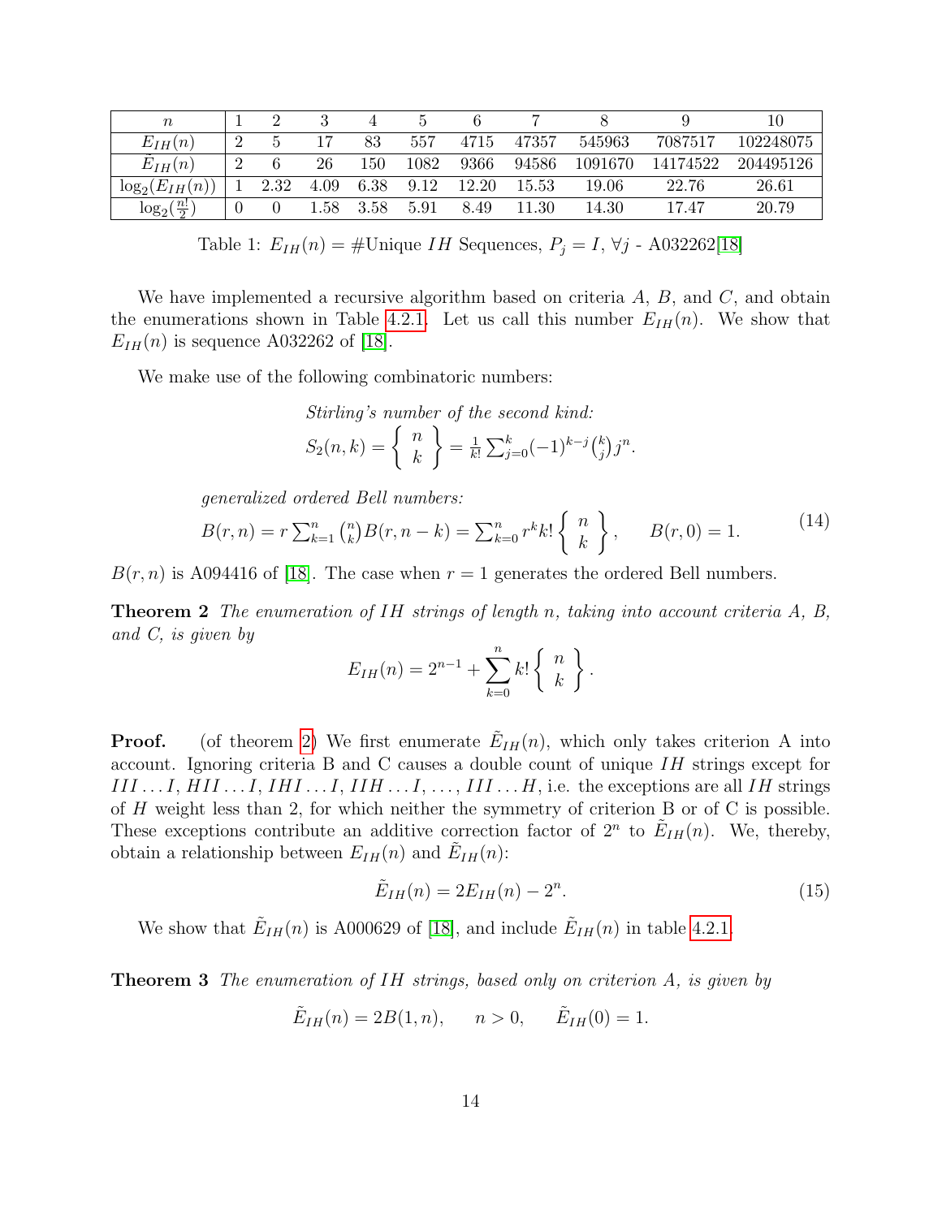| $n$ | 1 | 2 | 3 | 4 | 5 | 6 | 7 | 8 | 9 | 10 |
|---|---|---|---|---|---|---|---|---|---|---|
| $E_{IH}(n)$ | 2 | 5 | 17 | 83 | 557 | 4715 | 47357 | 545963 | 7087517 | 102248075 |
| $\tilde{E}_{IH}(n)$ | 2 | 6 | 26 | 150 | 1082 | 9366 | 94586 | 1091670 | 14174522 | 204495126 |
| $\log_2(E_{IH}(n))$ | 1 | 2.32 | 4.09 | 6.38 | 9.12 | 12.20 | 15.53 | 19.06 | 22.76 | 26.61 |
| $\log_2(\frac{n!}{2})$ | 0 | 0 | 1.58 | 3.58 | 5.91 | 8.49 | 11.30 | 14.30 | 17.47 | 20.79 |

Table 1: $E_{IH}(n) = $ #Unique $IH$ Sequences, $P_j = I$, $\forall j$ - A032262[18]

We have implemented a recursive algorithm based on criteria $A$, $B$, and $C$, and obtain the enumerations shown in Table 4.2.1. Let us call this number $E_{IH}(n)$. We show that $E_{IH}(n)$ is sequence A032262 of [18].

We make use of the following combinatoric numbers:

*Stirling's number of the second kind:*

$$S_2(n,k) = \left\{ \begin{array}{c} n \\ k \end{array} \right\} = \frac{1}{k!}\sum_{j=0}^{k}(-1)^{k-j}\binom{k}{j}j^n.$$

*generalized ordered Bell numbers:*

$$B(r,n) = r\sum_{k=1}^{n}\binom{n}{k}B(r,n-k) = \sum_{k=0}^{n} r^k k! \left\{ \begin{array}{c} n \\ k \end{array} \right\}, \qquad B(r,0) = 1. \tag{14}$$

$B(r,n)$ is A094416 of [18]. The case when $r = 1$ generates the ordered Bell numbers.

**Theorem 2** *The enumeration of $IH$ strings of length $n$, taking into account criteria A, B, and C, is given by*

$$E_{IH}(n) = 2^{n-1} + \sum_{k=0}^{n} k! \left\{ \begin{array}{c} n \\ k \end{array} \right\}.$$

**Proof.** (of theorem 2) We first enumerate $\tilde{E}_{IH}(n)$, which only takes criterion A into account. Ignoring criteria B and C causes a double count of unique $IH$ strings except for $III\ldots I$, $HII\ldots I$, $IHI\ldots I$, $IIH\ldots I$, $\ldots$, $III\ldots H$, i.e. the exceptions are all $IH$ strings of $H$ weight less than 2, for which neither the symmetry of criterion B or of C is possible. These exceptions contribute an additive correction factor of $2^n$ to $\tilde{E}_{IH}(n)$. We, thereby, obtain a relationship between $E_{IH}(n)$ and $\tilde{E}_{IH}(n)$:

$$\tilde{E}_{IH}(n) = 2E_{IH}(n) - 2^n. \tag{15}$$

We show that $\tilde{E}_{IH}(n)$ is A000629 of [18], and include $\tilde{E}_{IH}(n)$ in table 4.2.1.

**Theorem 3** *The enumeration of $IH$ strings, based only on criterion A, is given by*

$$\tilde{E}_{IH}(n) = 2B(1,n), \qquad n > 0, \qquad \tilde{E}_{IH}(0) = 1.$$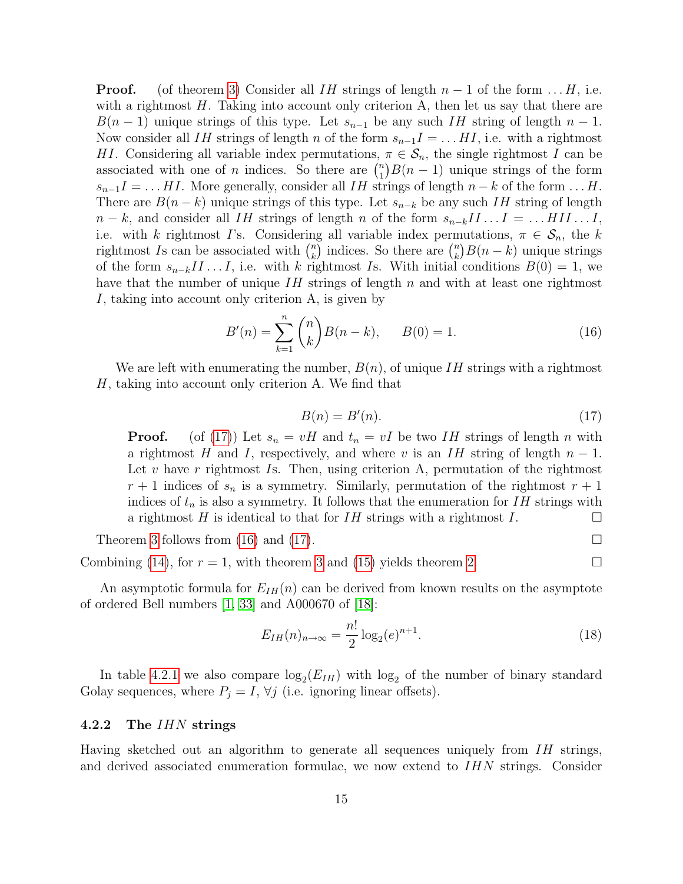**Proof.** (of theorem 3) Consider all $IH$ strings of length $n-1$ of the form $\ldots H$, i.e. with a rightmost $H$. Taking into account only criterion A, then let us say that there are $B(n-1)$ unique strings of this type. Let $s_{n-1}$ be any such $IH$ string of length $n-1$. Now consider all $IH$ strings of length $n$ of the form $s_{n-1}I = \ldots HI$, i.e. with a rightmost $HI$. Considering all variable index permutations, $\pi \in \mathcal{S}_n$, the single rightmost $I$ can be associated with one of $n$ indices. So there are $\binom{n}{1}B(n-1)$ unique strings of the form $s_{n-1}I = \ldots HI$. More generally, consider all $IH$ strings of length $n-k$ of the form $\ldots H$. There are $B(n-k)$ unique strings of this type. Let $s_{n-k}$ be any such $IH$ string of length $n-k$, and consider all $IH$ strings of length $n$ of the form $s_{n-k}II\ldots I = \ldots HII\ldots I$, i.e. with $k$ rightmost $I$'s. Considering all variable index permutations, $\pi \in \mathcal{S}_n$, the $k$ rightmost $I$s can be associated with $\binom{n}{k}$ indices. So there are $\binom{n}{k}B(n-k)$ unique strings of the form $s_{n-k}II\ldots I$, i.e. with $k$ rightmost $I$s. With initial conditions $B(0) = 1$, we have that the number of unique $IH$ strings of length $n$ and with at least one rightmost $I$, taking into account only criterion A, is given by

$$B'(n) = \sum_{k=1}^{n} \binom{n}{k} B(n-k), \qquad B(0) = 1. \tag{16}$$

We are left with enumerating the number, $B(n)$, of unique $IH$ strings with a rightmost $H$, taking into account only criterion A. We find that

$$B(n) = B'(n). \tag{17}$$

> **Proof.** (of (17)) Let $s_n = vH$ and $t_n = vI$ be two $IH$ strings of length $n$ with a rightmost $H$ and $I$, respectively, and where $v$ is an $IH$ string of length $n-1$. Let $v$ have $r$ rightmost $I$s. Then, using criterion A, permutation of the rightmost $r+1$ indices of $s_n$ is a symmetry. Similarly, permutation of the rightmost $r+1$ indices of $t_n$ is also a symmetry. It follows that the enumeration for $IH$ strings with a rightmost $H$ is identical to that for $IH$ strings with a rightmost $I$. □

Theorem 3 follows from (16) and (17). □

Combining (14), for $r = 1$, with theorem 3 and (15) yields theorem 2. □

An asymptotic formula for $E_{IH}(n)$ can be derived from known results on the asymptote of ordered Bell numbers [1, 33] and A000670 of [18]:

$$E_{IH}(n)_{n\to\infty} = \frac{n!}{2}\log_2(e)^{n+1}. \tag{18}$$

In table 4.2.1 we also compare $\log_2(E_{IH})$ with $\log_2$ of the number of binary standard Golay sequences, where $P_j = I$, $\forall j$ (i.e. ignoring linear offsets).

### 4.2.2 The $IHN$ strings

Having sketched out an algorithm to generate all sequences uniquely from $IH$ strings, and derived associated enumeration formulae, we now extend to $IHN$ strings. Consider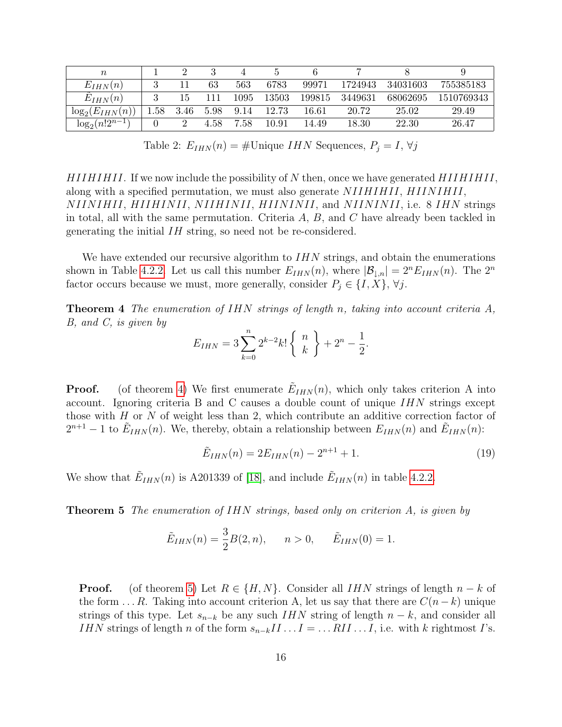| $n$ | 1 | 2 | 3 | 4 | 5 | 6 | 7 | 8 | 9 |
|---|---|---|---|---|---|---|---|---|---|
| $E_{IHN}(n)$ | 3 | 11 | 63 | 563 | 6783 | 99971 | 1724943 | 34031603 | 755385183 |
| $\tilde{E}_{IHN}(n)$ | 3 | 15 | 111 | 1095 | 13503 | 199815 | 3449631 | 68062695 | 1510769343 |
| $\log_2(E_{IHN}(n))$ | 1.58 | 3.46 | 5.98 | 9.14 | 12.73 | 16.61 | 20.72 | 25.02 | 29.49 |
| $\log_2(n!2^{n-1})$ | 0 | 2 | 4.58 | 7.58 | 10.91 | 14.49 | 18.30 | 22.30 | 26.47 |

Table 2: $E_{IHN}(n) = \#$Unique $IHN$ Sequences, $P_j = I$, $\forall j$

$HIIHIHII$. If we now include the possibility of $N$ then, once we have generated $HIIHIHII$, along with a specified permutation, we must also generate $NIIHIHII$, $HIINIHII$, $NIINIHII$, $HIIHINII$, $NIIHINII$, $HIININII$, and $NIININII$, i.e. 8 $IHN$ strings in total, all with the same permutation. Criteria $A$, $B$, and $C$ have already been tackled in generating the initial $IH$ string, so need not be re-considered.

We have extended our recursive algorithm to $IHN$ strings, and obtain the enumerations shown in Table 4.2.2. Let us call this number $E_{IHN}(n)$, where $|\mathcal{B}_{\downarrow,n}| = 2^n E_{IHN}(n)$. The $2^n$ factor occurs because we must, more generally, consider $P_j \in \{I, X\}$, $\forall j$.

**Theorem 4** *The enumeration of $IHN$ strings of length $n$, taking into account criteria $A$, $B$, and $C$, is given by*

$$E_{IHN} = 3\sum_{k=0}^{n} 2^{k-2} k! \left\{ \begin{array}{c} n \\ k \end{array} \right\} + 2^n - \frac{1}{2}.$$

**Proof.** (of theorem 4) We first enumerate $\tilde{E}_{IHN}(n)$, which only takes criterion A into account. Ignoring criteria B and C causes a double count of unique $IHN$ strings except those with $H$ or $N$ of weight less than 2, which contribute an additive correction factor of $2^{n+1} - 1$ to $\tilde{E}_{IHN}(n)$. We, thereby, obtain a relationship between $E_{IHN}(n)$ and $\tilde{E}_{IHN}(n)$:

$$\tilde{E}_{IHN}(n) = 2E_{IHN}(n) - 2^{n+1} + 1. \tag{19}$$

We show that $\tilde{E}_{IHN}(n)$ is A201339 of [18], and include $\tilde{E}_{IHN}(n)$ in table 4.2.2.

**Theorem 5** *The enumeration of $IHN$ strings, based only on criterion $A$, is given by*

$$\tilde{E}_{IHN}(n) = \frac{3}{2}B(2, n), \qquad n > 0, \qquad \tilde{E}_{IHN}(0) = 1.$$

**Proof.** (of theorem 5) Let $R \in \{H, N\}$. Consider all $IHN$ strings of length $n - k$ of the form $\ldots R$. Taking into account criterion A, let us say that there are $C(n - k)$ unique strings of this type. Let $s_{n-k}$ be any such $IHN$ string of length $n - k$, and consider all $IHN$ strings of length $n$ of the form $s_{n-k}II \ldots I = \ldots RII \ldots I$, i.e. with $k$ rightmost $I$'s.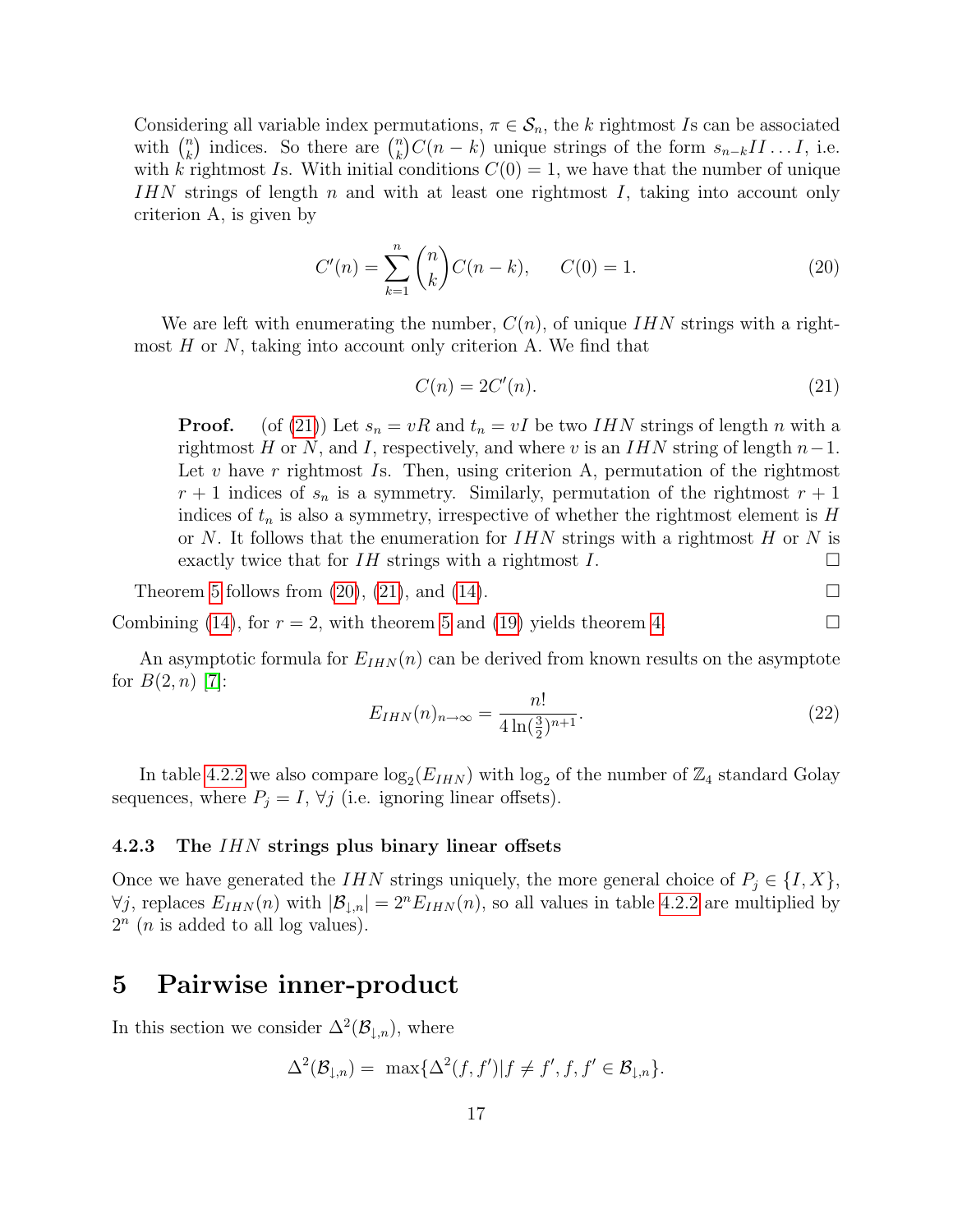Considering all variable index permutations, $\pi \in \mathcal{S}_n$, the $k$ rightmost $I$s can be associated with $\binom{n}{k}$ indices. So there are $\binom{n}{k}C(n-k)$ unique strings of the form $s_{n-k}II\ldots I$, i.e. with $k$ rightmost $I$s. With initial conditions $C(0) = 1$, we have that the number of unique $IHN$ strings of length $n$ and with at least one rightmost $I$, taking into account only criterion A, is given by

$$C'(n) = \sum_{k=1}^{n} \binom{n}{k} C(n-k), \qquad C(0) = 1. \tag{20}$$

We are left with enumerating the number, $C(n)$, of unique $IHN$ strings with a rightmost $H$ or $N$, taking into account only criterion A. We find that

$$C(n) = 2C'(n). \tag{21}$$

> **Proof.** (of (21)) Let $s_n = vR$ and $t_n = vI$ be two $IHN$ strings of length $n$ with a rightmost $H$ or $N$, and $I$, respectively, and where $v$ is an $IHN$ string of length $n-1$. Let $v$ have $r$ rightmost $I$s. Then, using criterion A, permutation of the rightmost $r+1$ indices of $s_n$ is a symmetry. Similarly, permutation of the rightmost $r+1$ indices of $t_n$ is also a symmetry, irrespective of whether the rightmost element is $H$ or $N$. It follows that the enumeration for $IHN$ strings with a rightmost $H$ or $N$ is exactly twice that for $IH$ strings with a rightmost $I$. □

Theorem 5 follows from (20), (21), and (14). □

Combining (14), for $r = 2$, with theorem 5 and (19) yields theorem 4. □

An asymptotic formula for $E_{IHN}(n)$ can be derived from known results on the asymptote for $B(2, n)$ [7]:

$$E_{IHN}(n)_{n\to\infty} = \frac{n!}{4\ln(\frac{3}{2})^{n+1}}. \tag{22}$$

In table 4.2.2 we also compare $\log_2(E_{IHN})$ with $\log_2$ of the number of $\mathbb{Z}_4$ standard Golay sequences, where $P_j = I$, $\forall j$ (i.e. ignoring linear offsets).

### 4.2.3 The $IHN$ strings plus binary linear offsets

Once we have generated the $IHN$ strings uniquely, the more general choice of $P_j \in \{I, X\}$, $\forall j$, replaces $E_{IHN}(n)$ with $|\mathcal{B}_{\downarrow,n}| = 2^n E_{IHN}(n)$, so all values in table 4.2.2 are multiplied by $2^n$ ($n$ is added to all log values).

# 5 Pairwise inner-product

In this section we consider $\Delta^2(\mathcal{B}_{\downarrow,n})$, where

$$\Delta^2(\mathcal{B}_{\downarrow,n}) = \max\{\Delta^2(f, f') | f \neq f', f, f' \in \mathcal{B}_{\downarrow,n}\}.$$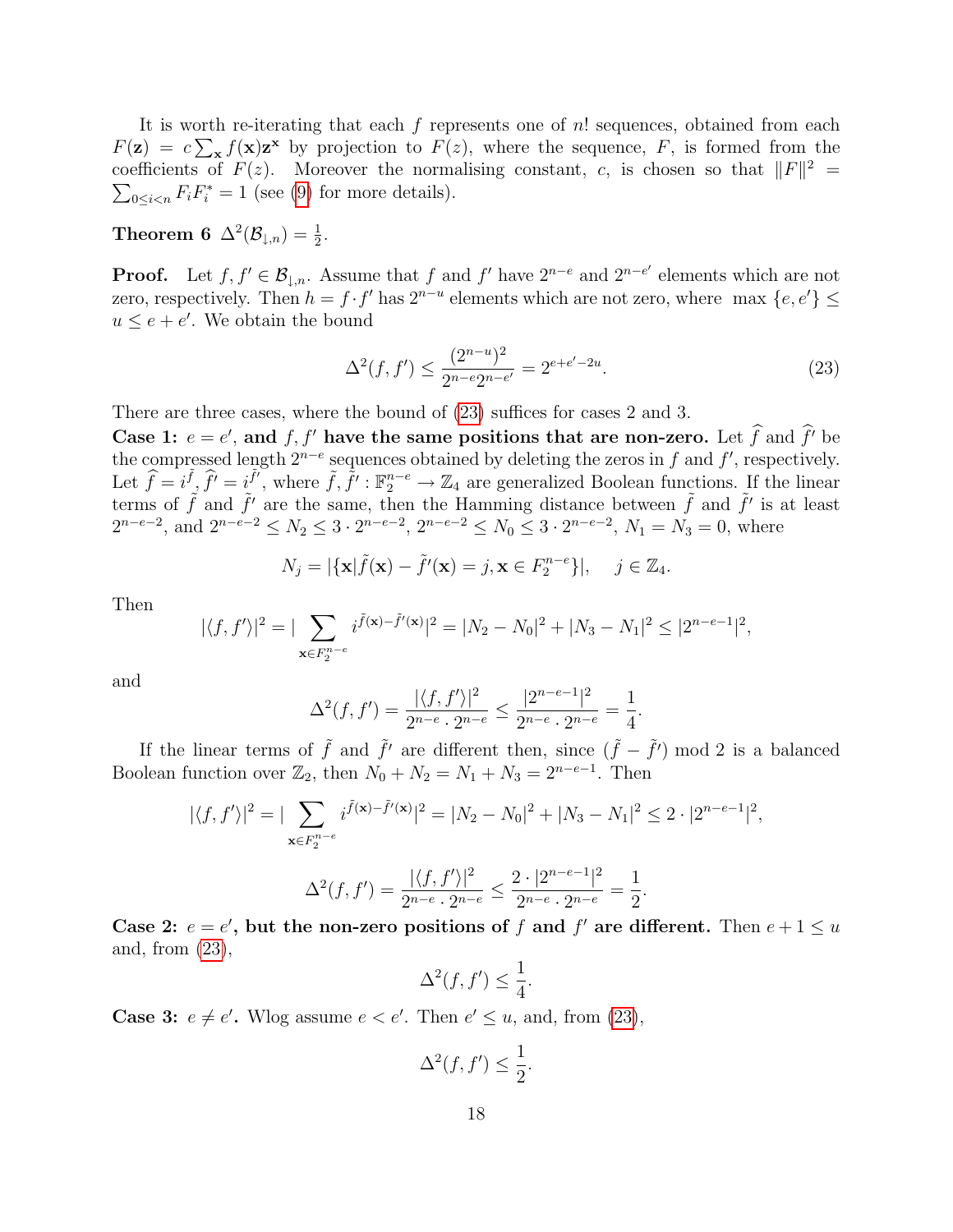It is worth re-iterating that each $f$ represents one of $n!$ sequences, obtained from each $F(\mathbf{z}) = c\sum_{\mathbf{x}} f(\mathbf{x})\mathbf{z}^{\mathbf{x}}$ by projection to $F(z)$, where the sequence, $F$, is formed from the coefficients of $F(z)$. Moreover the normalising constant, $c$, is chosen so that $\|F\|^2 = \sum_{0\le i<n} F_i F_i^* = 1$ (see (9) for more details).

**Theorem 6** $\Delta^2(\mathcal{B}_{\downarrow,n}) = \frac{1}{2}$.

**Proof.** Let $f, f' \in \mathcal{B}_{\downarrow,n}$. Assume that $f$ and $f'$ have $2^{n-e}$ and $2^{n-e'}$ elements which are not zero, respectively. Then $h = f \cdot f'$ has $2^{n-u}$ elements which are not zero, where $\max\{e, e'\} \le u \le e + e'$. We obtain the bound

$$\Delta^2(f, f') \le \frac{(2^{n-u})^2}{2^{n-e}2^{n-e'}} = 2^{e+e'-2u}. \tag{23}$$

There are three cases, where the bound of (23) suffices for cases 2 and 3.

**Case 1: $e = e'$, and $f, f'$ have the same positions that are non-zero.** Let $\widehat{f}$ and $\widehat{f}'$ be the compressed length $2^{n-e}$ sequences obtained by deleting the zeros in $f$ and $f'$, respectively. Let $\widehat{f} = i^{\tilde{f}}, \widehat{f}' = i^{\tilde{f}'}$, where $\tilde{f}, \tilde{f}' : \mathbb{F}_2^{n-e} \to \mathbb{Z}_4$ are generalized Boolean functions. If the linear terms of $\tilde{f}$ and $\tilde{f}'$ are the same, then the Hamming distance between $\tilde{f}$ and $\tilde{f}'$ is at least $2^{n-e-2}$, and $2^{n-e-2} \le N_2 \le 3\cdot 2^{n-e-2}$, $2^{n-e-2} \le N_0 \le 3\cdot 2^{n-e-2}$, $N_1 = N_3 = 0$, where

$$N_j = |\{\mathbf{x}|\tilde{f}(\mathbf{x}) - \tilde{f}'(\mathbf{x}) = j, \mathbf{x} \in F_2^{n-e}\}|, \quad j \in \mathbb{Z}_4.$$

Then

$$|\langle f, f'\rangle|^2 = |\sum_{\mathbf{x}\in F_2^{n-e}} i^{\tilde{f}(\mathbf{x})-\tilde{f}'(\mathbf{x})}|^2 = |N_2 - N_0|^2 + |N_3 - N_1|^2 \le |2^{n-e-1}|^2,$$

and

$$\Delta^2(f, f') = \frac{|\langle f, f'\rangle|^2}{2^{n-e}\cdot 2^{n-e}} \le \frac{|2^{n-e-1}|^2}{2^{n-e}\cdot 2^{n-e}} = \frac{1}{4}.$$

If the linear terms of $\tilde{f}$ and $\tilde{f}'$ are different then, since $(\tilde{f} - \tilde{f}') \bmod 2$ is a balanced Boolean function over $\mathbb{Z}_2$, then $N_0 + N_2 = N_1 + N_3 = 2^{n-e-1}$. Then

$$|\langle f, f'\rangle|^2 = |\sum_{\mathbf{x}\in F_2^{n-e}} i^{\tilde{f}(\mathbf{x})-\tilde{f}'(\mathbf{x})}|^2 = |N_2 - N_0|^2 + |N_3 - N_1|^2 \le 2\cdot|2^{n-e-1}|^2,$$

$$\Delta^2(f, f') = \frac{|\langle f, f'\rangle|^2}{2^{n-e}\cdot 2^{n-e}} \le \frac{2\cdot|2^{n-e-1}|^2}{2^{n-e}\cdot 2^{n-e}} = \frac{1}{2}.$$

**Case 2: $e = e'$, but the non-zero positions of $f$ and $f'$ are different.** Then $e + 1 \le u$ and, from (23),

$$\Delta^2(f, f') \le \frac{1}{4}.$$

**Case 3: $e \ne e'$.** Wlog assume $e < e'$. Then $e' \le u$, and, from (23),

$$\Delta^2(f, f') \le \frac{1}{2}.$$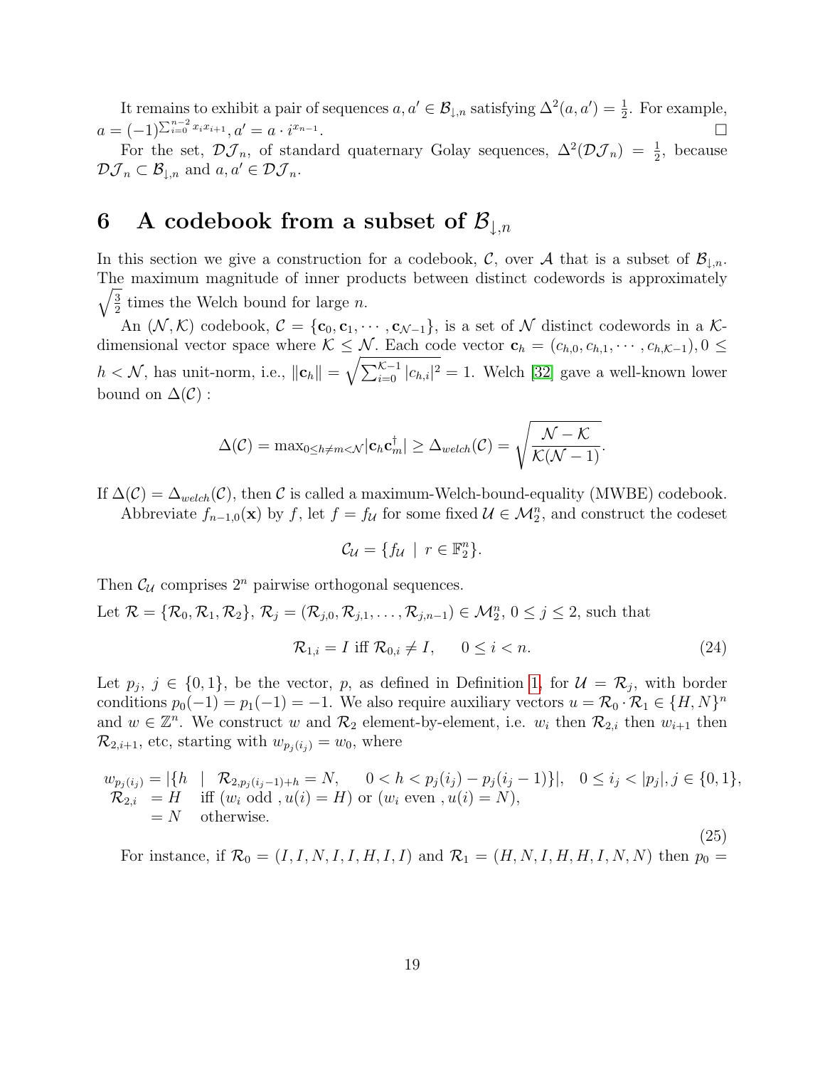It remains to exhibit a pair of sequences $a, a' \in \mathcal{B}_{\downarrow,n}$ satisfying $\Delta^2(a, a') = \frac{1}{2}$. For example, $a = (-1)^{\sum_{i=0}^{n-2} x_i x_{i+1}}, a' = a \cdot i^{x_{n-1}}$. □

For the set, $\mathcal{DJ}_n$, of standard quaternary Golay sequences, $\Delta^2(\mathcal{DJ}_n) = \frac{1}{2}$, because $\mathcal{DJ}_n \subset \mathcal{B}_{\downarrow,n}$ and $a, a' \in \mathcal{DJ}_n$.

# 6 A codebook from a subset of $\mathcal{B}_{\downarrow,n}$

In this section we give a construction for a codebook, $\mathcal{C}$, over $\mathcal{A}$ that is a subset of $\mathcal{B}_{\downarrow,n}$. The maximum magnitude of inner products between distinct codewords is approximately $\sqrt{\frac{3}{2}}$ times the Welch bound for large $n$.

An $(\mathcal{N}, \mathcal{K})$ codebook, $\mathcal{C} = \{\mathbf{c}_0, \mathbf{c}_1, \cdots, \mathbf{c}_{\mathcal{N}-1}\}$, is a set of $\mathcal{N}$ distinct codewords in a $\mathcal{K}$-dimensional vector space where $\mathcal{K} \le \mathcal{N}$. Each code vector $\mathbf{c}_h = (c_{h,0}, c_{h,1}, \cdots, c_{h,\mathcal{K}-1}), 0 \le h < \mathcal{N}$, has unit-norm, i.e., $\|\mathbf{c}_h\| = \sqrt{\sum_{i=0}^{\mathcal{K}-1} |c_{h,i}|^2} = 1$. Welch [32] gave a well-known lower bound on $\Delta(\mathcal{C})$ :

$$\Delta(\mathcal{C}) = \max_{0 \le h \ne m < \mathcal{N}} |\mathbf{c}_h \mathbf{c}_m^\dagger| \ge \Delta_{welch}(\mathcal{C}) = \sqrt{\frac{\mathcal{N} - \mathcal{K}}{\mathcal{K}(\mathcal{N} - 1)}}.$$

If $\Delta(\mathcal{C}) = \Delta_{welch}(\mathcal{C})$, then $\mathcal{C}$ is called a maximum-Welch-bound-equality (MWBE) codebook.

Abbreviate $f_{n-1,0}(\mathbf{x})$ by $f$, let $f = f_{\mathcal{U}}$ for some fixed $\mathcal{U} \in \mathcal{M}_2^n$, and construct the codeset

$$\mathcal{C}_{\mathcal{U}} = \{f_{\mathcal{U}} \mid r \in \mathbb{F}_2^n\}.$$

Then $\mathcal{C}_{\mathcal{U}}$ comprises $2^n$ pairwise orthogonal sequences.

Let $\mathcal{R} = \{\mathcal{R}_0, \mathcal{R}_1, \mathcal{R}_2\}$, $\mathcal{R}_j = (\mathcal{R}_{j,0}, \mathcal{R}_{j,1}, \ldots, \mathcal{R}_{j,n-1}) \in \mathcal{M}_2^n$, $0 \le j \le 2$, such that

$$\mathcal{R}_{1,i} = I \text{ iff } \mathcal{R}_{0,i} \ne I, \qquad 0 \le i < n. \tag{24}$$

Let $p_j$, $j \in \{0, 1\}$, be the vector, $p$, as defined in Definition 1, for $\mathcal{U} = \mathcal{R}_j$, with border conditions $p_0(-1) = p_1(-1) = -1$. We also require auxiliary vectors $u = \mathcal{R}_0 \cdot \mathcal{R}_1 \in \{H, N\}^n$ and $w \in \mathbb{Z}^n$. We construct $w$ and $\mathcal{R}_2$ element-by-element, i.e. $w_i$ then $\mathcal{R}_{2,i}$ then $w_{i+1}$ then $\mathcal{R}_{2,i+1}$, etc, starting with $w_{p_j(i_j)} = w_0$, where

$$\begin{array}{lll} w_{p_j(i_j)} = |\{h \mid \mathcal{R}_{2,p_j(i_j-1)+h} = N, \quad 0 < h < p_j(i_j) - p_j(i_j - 1)\}|, & 0 \le i_j < |p_j|, j \in \{0, 1\}, \\ \mathcal{R}_{2,i} \ = H \quad \text{iff } (w_i \text{ odd }, u(i) = H) \text{ or } (w_i \text{ even }, u(i) = N), & \\ \qquad\ \ = N \quad \text{otherwise.} & \end{array} \tag{25}$$

For instance, if $\mathcal{R}_0 = (I, I, N, I, I, H, I, I)$ and $\mathcal{R}_1 = (H, N, I, H, H, I, N, N)$ then $p_0 =$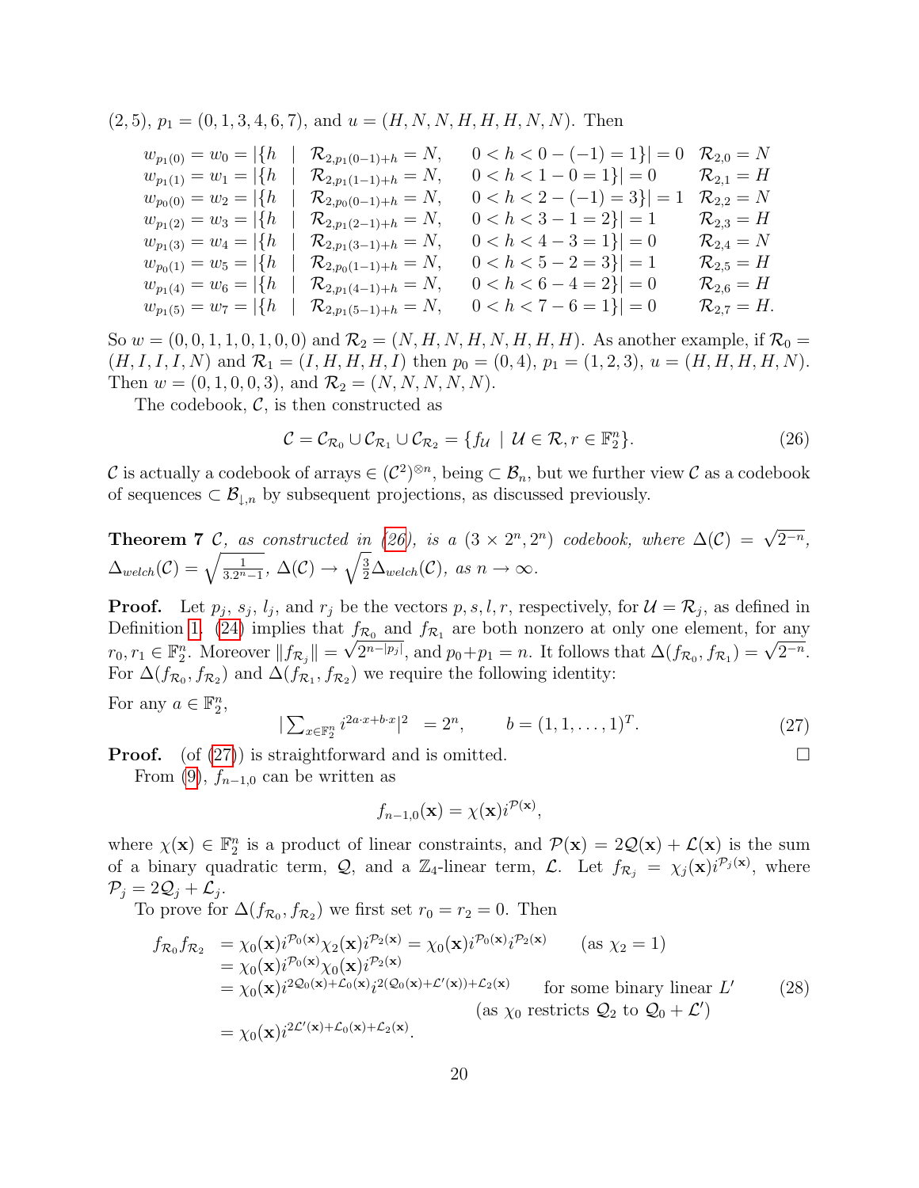$(2,5)$, $p_1 = (0,1,3,4,6,7)$, and $u = (H,N,N,H,H,H,N,N)$. Then

$$
\begin{array}{llll}
w_{p_1(0)} = w_0 = |\{h & | & \mathcal{R}_{2,p_1(0-1)+h} = N, \quad 0 < h < 0-(-1) = 1\}| = 0 & \mathcal{R}_{2,0} = N \\
w_{p_1(1)} = w_1 = |\{h & | & \mathcal{R}_{2,p_1(1-1)+h} = N, \quad 0 < h < 1-0 = 1\}| = 0 & \mathcal{R}_{2,1} = H \\
w_{p_0(0)} = w_2 = |\{h & | & \mathcal{R}_{2,p_0(0-1)+h} = N, \quad 0 < h < 2-(-1) = 3\}| = 1 & \mathcal{R}_{2,2} = N \\
w_{p_1(2)} = w_3 = |\{h & | & \mathcal{R}_{2,p_1(2-1)+h} = N, \quad 0 < h < 3-1 = 2\}| = 1 & \mathcal{R}_{2,3} = H \\
w_{p_1(3)} = w_4 = |\{h & | & \mathcal{R}_{2,p_1(3-1)+h} = N, \quad 0 < h < 4-3 = 1\}| = 0 & \mathcal{R}_{2,4} = N \\
w_{p_0(1)} = w_5 = |\{h & | & \mathcal{R}_{2,p_0(1-1)+h} = N, \quad 0 < h < 5-2 = 3\}| = 1 & \mathcal{R}_{2,5} = H \\
w_{p_1(4)} = w_6 = |\{h & | & \mathcal{R}_{2,p_1(4-1)+h} = N, \quad 0 < h < 6-4 = 2\}| = 0 & \mathcal{R}_{2,6} = H \\
w_{p_1(5)} = w_7 = |\{h & | & \mathcal{R}_{2,p_1(5-1)+h} = N, \quad 0 < h < 7-6 = 1\}| = 0 & \mathcal{R}_{2,7} = H.
\end{array}
$$

So $w = (0,0,1,1,0,1,0,0)$ and $\mathcal{R}_2 = (N,H,N,H,N,H,H,H)$. As another example, if $\mathcal{R}_0 = (H,I,I,I,N)$ and $\mathcal{R}_1 = (I,H,H,H,I)$ then $p_0 = (0,4)$, $p_1 = (1,2,3)$, $u = (H,H,H,H,N)$. Then $w = (0,1,0,0,3)$, and $\mathcal{R}_2 = (N,N,N,N,N)$.

The codebook, $\mathcal{C}$, is then constructed as

$$
\mathcal{C} = \mathcal{C}_{\mathcal{R}_0} \cup \mathcal{C}_{\mathcal{R}_1} \cup \mathcal{C}_{\mathcal{R}_2} = \{f_{\mathcal{U}} \mid \mathcal{U} \in \mathcal{R}, r \in \mathbb{F}_2^n\}. \tag{26}
$$

$\mathcal{C}$ is actually a codebook of arrays $\in (\mathcal{C}^2)^{\otimes n}$, being $\subset \mathcal{B}_n$, but we further view $\mathcal{C}$ as a codebook of sequences $\subset \mathcal{B}_{\downarrow,n}$ by subsequent projections, as discussed previously.

**Theorem 7** *$\mathcal{C}$, as constructed in (26), is a $(3 \times 2^n, 2^n)$ codebook, where $\Delta(\mathcal{C}) = \sqrt{2^{-n}}$, $\Delta_{welch}(\mathcal{C}) = \sqrt{\frac{1}{3.2^n - 1}}$, $\Delta(\mathcal{C}) \to \sqrt{\frac{3}{2}}\Delta_{welch}(\mathcal{C})$, as $n \to \infty$.*

**Proof.** Let $p_j$, $s_j$, $l_j$, and $r_j$ be the vectors $p, s, l, r$, respectively, for $\mathcal{U} = \mathcal{R}_j$, as defined in Definition 1. (24) implies that $f_{\mathcal{R}_0}$ and $f_{\mathcal{R}_1}$ are both nonzero at only one element, for any $r_0, r_1 \in \mathbb{F}_2^n$. Moreover $\|f_{\mathcal{R}_j}\| = \sqrt{2^{n-|p_j|}}$, and $p_0 + p_1 = n$. It follows that $\Delta(f_{\mathcal{R}_0}, f_{\mathcal{R}_1}) = \sqrt{2^{-n}}$. For $\Delta(f_{\mathcal{R}_0}, f_{\mathcal{R}_2})$ and $\Delta(f_{\mathcal{R}_1}, f_{\mathcal{R}_2})$ we require the following identity:

For any $a \in \mathbb{F}_2^n$,

$$
|\sum_{x \in \mathbb{F}_2^n} i^{2a \cdot x + b \cdot x}|^2 = 2^n, \qquad b = (1,1,\ldots,1)^T. \tag{27}
$$

**Proof.** (of (27)) is straightforward and is omitted. $\square$

From (9), $f_{n-1,0}$ can be written as

$$
f_{n-1,0}(\mathbf{x}) = \chi(\mathbf{x}) i^{\mathcal{P}(\mathbf{x})},
$$

where $\chi(\mathbf{x}) \in \mathbb{F}_2^n$ is a product of linear constraints, and $\mathcal{P}(\mathbf{x}) = 2\mathcal{Q}(\mathbf{x}) + \mathcal{L}(\mathbf{x})$ is the sum of a binary quadratic term, $\mathcal{Q}$, and a $\mathbb{Z}_4$-linear term, $\mathcal{L}$. Let $f_{\mathcal{R}_j} = \chi_j(\mathbf{x}) i^{\mathcal{P}_j(\mathbf{x})}$, where $\mathcal{P}_j = 2\mathcal{Q}_j + \mathcal{L}_j$.

To prove for $\Delta(f_{\mathcal{R}_0}, f_{\mathcal{R}_2})$ we first set $r_0 = r_2 = 0$. Then

$$
\begin{array}{rll}
f_{\mathcal{R}_0} f_{\mathcal{R}_2} & = \chi_0(\mathbf{x}) i^{\mathcal{P}_0(\mathbf{x})} \chi_2(\mathbf{x}) i^{\mathcal{P}_2(\mathbf{x})} = \chi_0(\mathbf{x}) i^{\mathcal{P}_0(\mathbf{x})} i^{\mathcal{P}_2(\mathbf{x})} & \text{(as } \chi_2 = 1) \\
& = \chi_0(\mathbf{x}) i^{\mathcal{P}_0(\mathbf{x})} \chi_0(\mathbf{x}) i^{\mathcal{P}_2(\mathbf{x})} & \\
& = \chi_0(\mathbf{x}) i^{2\mathcal{Q}_0(\mathbf{x}) + \mathcal{L}_0(\mathbf{x})} i^{2(\mathcal{Q}_0(\mathbf{x}) + \mathcal{L}'(\mathbf{x})) + \mathcal{L}_2(\mathbf{x})} & \text{for some binary linear } L' \\
& & \text{(as } \chi_0 \text{ restricts } \mathcal{Q}_2 \text{ to } \mathcal{Q}_0 + \mathcal{L}') \\
& = \chi_0(\mathbf{x}) i^{2\mathcal{L}'(\mathbf{x}) + \mathcal{L}_0(\mathbf{x}) + \mathcal{L}_2(\mathbf{x})}. &
\end{array} \tag{28}
$$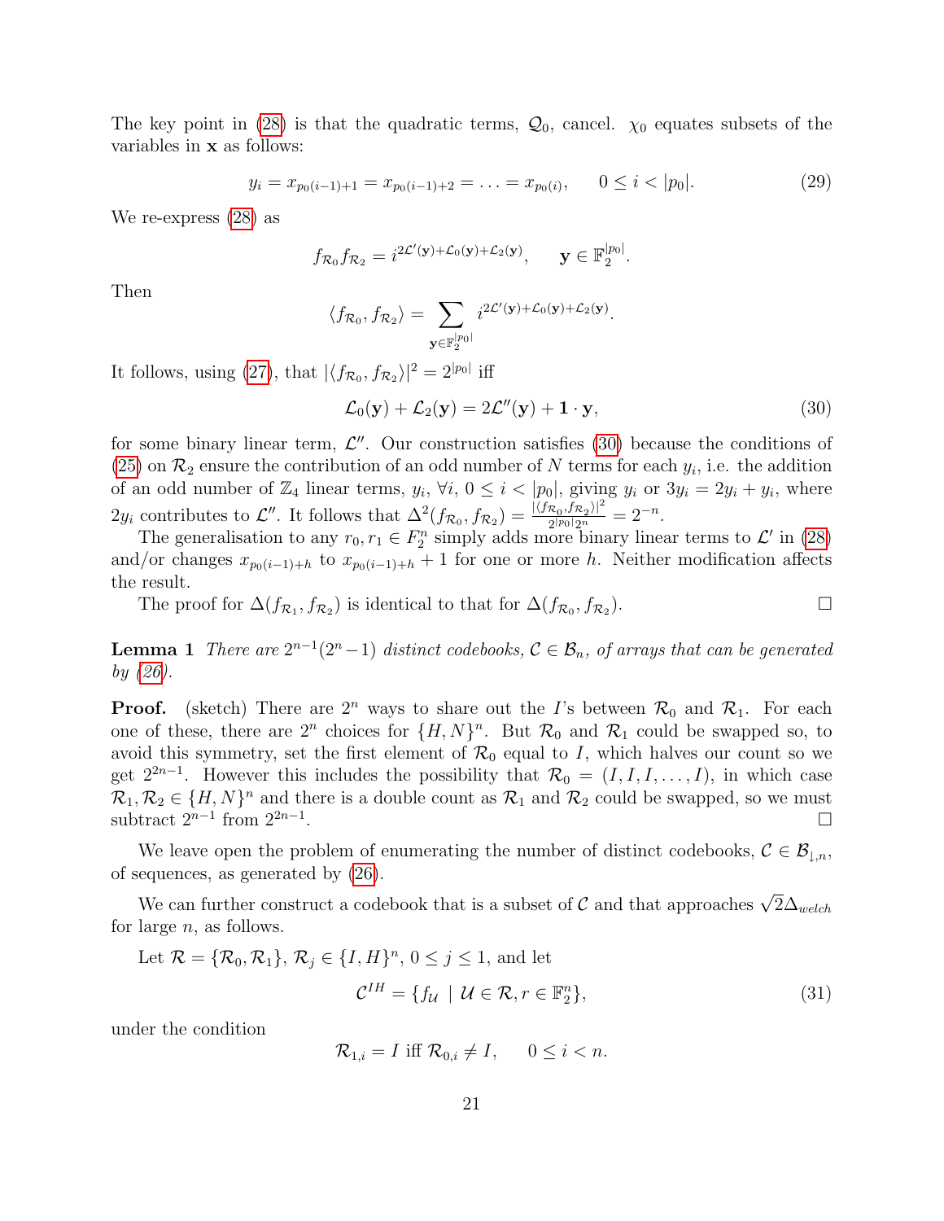The key point in (28) is that the quadratic terms, $\mathcal{Q}_0$, cancel. $\chi_0$ equates subsets of the variables in $\mathbf{x}$ as follows:

$$y_i = x_{p_0(i-1)+1} = x_{p_0(i-1)+2} = \ldots = x_{p_0(i)}, \qquad 0 \le i < |p_0|. \tag{29}$$

We re-express (28) as

$$f_{\mathcal{R}_0} f_{\mathcal{R}_2} = i^{2\mathcal{L}'(\mathbf{y}) + \mathcal{L}_0(\mathbf{y}) + \mathcal{L}_2(\mathbf{y})}, \qquad \mathbf{y} \in \mathbb{F}_2^{|p_0|}.$$

Then

$$\langle f_{\mathcal{R}_0}, f_{\mathcal{R}_2} \rangle = \sum_{\mathbf{y} \in \mathbb{F}_2^{|p_0|}} i^{2\mathcal{L}'(\mathbf{y}) + \mathcal{L}_0(\mathbf{y}) + \mathcal{L}_2(\mathbf{y})}.$$

It follows, using (27), that $|\langle f_{\mathcal{R}_0}, f_{\mathcal{R}_2} \rangle|^2 = 2^{|p_0|}$ iff

$$\mathcal{L}_0(\mathbf{y}) + \mathcal{L}_2(\mathbf{y}) = 2\mathcal{L}''(\mathbf{y}) + \mathbf{1} \cdot \mathbf{y}, \tag{30}$$

for some binary linear term, $\mathcal{L}''$. Our construction satisfies (30) because the conditions of (25) on $\mathcal{R}_2$ ensure the contribution of an odd number of $N$ terms for each $y_i$, i.e. the addition of an odd number of $\mathbb{Z}_4$ linear terms, $y_i$, $\forall i$, $0 \le i < |p_0|$, giving $y_i$ or $3y_i = 2y_i + y_i$, where $2y_i$ contributes to $\mathcal{L}''$. It follows that $\Delta^2(f_{\mathcal{R}_0}, f_{\mathcal{R}_2}) = \frac{|\langle f_{\mathcal{R}_0}, f_{\mathcal{R}_2} \rangle|^2}{2^{|p_0|} 2^n} = 2^{-n}$.

The generalisation to any $r_0, r_1 \in F_2^n$ simply adds more binary linear terms to $\mathcal{L}'$ in (28) and/or changes $x_{p_0(i-1)+h}$ to $x_{p_0(i-1)+h} + 1$ for one or more $h$. Neither modification affects the result.

The proof for $\Delta(f_{\mathcal{R}_1}, f_{\mathcal{R}_2})$ is identical to that for $\Delta(f_{\mathcal{R}_0}, f_{\mathcal{R}_2})$. □

**Lemma 1** *There are $2^{n-1}(2^n - 1)$ distinct codebooks, $\mathcal{C} \in \mathcal{B}_n$, of arrays that can be generated by (26).*

**Proof.** (sketch) There are $2^n$ ways to share out the $I$'s between $\mathcal{R}_0$ and $\mathcal{R}_1$. For each one of these, there are $2^n$ choices for $\{H, N\}^n$. But $\mathcal{R}_0$ and $\mathcal{R}_1$ could be swapped so, to avoid this symmetry, set the first element of $\mathcal{R}_0$ equal to $I$, which halves our count so we get $2^{2n-1}$. However this includes the possibility that $\mathcal{R}_0 = (I, I, I, \ldots, I)$, in which case $\mathcal{R}_1, \mathcal{R}_2 \in \{H, N\}^n$ and there is a double count as $\mathcal{R}_1$ and $\mathcal{R}_2$ could be swapped, so we must subtract $2^{n-1}$ from $2^{2n-1}$. □

We leave open the problem of enumerating the number of distinct codebooks, $\mathcal{C} \in \mathcal{B}_{\downarrow,n}$, of sequences, as generated by (26).

We can further construct a codebook that is a subset of $\mathcal{C}$ and that approaches $\sqrt{2}\Delta_{welch}$ for large $n$, as follows.

Let $\mathcal{R} = \{\mathcal{R}_0, \mathcal{R}_1\}$, $\mathcal{R}_j \in \{I, H\}^n$, $0 \le j \le 1$, and let

$$\mathcal{C}^{IH} = \{f_{\mathcal{U}} \mid \mathcal{U} \in \mathcal{R}, r \in \mathbb{F}_2^n\}, \tag{31}$$

under the condition

$$\mathcal{R}_{1,i} = I \text{ iff } \mathcal{R}_{0,i} \neq I, \qquad 0 \le i < n.$$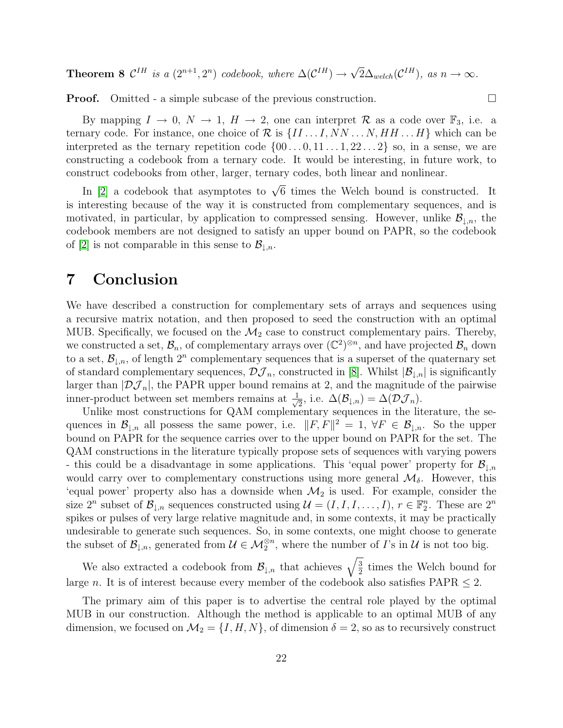**Theorem 8** *$\mathcal{C}^{IH}$ is a $(2^{n+1}, 2^n)$ codebook, where $\Delta(\mathcal{C}^{IH}) \to \sqrt{2}\Delta_{welch}(\mathcal{C}^{IH})$, as $n \to \infty$.*

**Proof.** Omitted - a simple subcase of the previous construction. □

By mapping $I \to 0$, $N \to 1$, $H \to 2$, one can interpret $\mathcal{R}$ as a code over $\mathbb{F}_3$, i.e. a ternary code. For instance, one choice of $\mathcal{R}$ is $\{II \ldots I, NN \ldots N, HH \ldots H\}$ which can be interpreted as the ternary repetition code $\{00 \ldots 0, 11 \ldots 1, 22 \ldots 2\}$ so, in a sense, we are constructing a codebook from a ternary code. It would be interesting, in future work, to construct codebooks from other, larger, ternary codes, both linear and nonlinear.

In [2] a codebook that asymptotes to $\sqrt{6}$ times the Welch bound is constructed. It is interesting because of the way it is constructed from complementary sequences, and is motivated, in particular, by application to compressed sensing. However, unlike $\mathcal{B}_{\downarrow,n}$, the codebook members are not designed to satisfy an upper bound on PAPR, so the codebook of [2] is not comparable in this sense to $\mathcal{B}_{\downarrow,n}$.

# 7 Conclusion

We have described a construction for complementary sets of arrays and sequences using a recursive matrix notation, and then proposed to seed the construction with an optimal MUB. Specifically, we focused on the $\mathcal{M}_2$ case to construct complementary pairs. Thereby, we constructed a set, $\mathcal{B}_n$, of complementary arrays over $(\mathbb{C}^2)^{\otimes n}$, and have projected $\mathcal{B}_n$ down to a set, $\mathcal{B}_{\downarrow,n}$, of length $2^n$ complementary sequences that is a superset of the quaternary set of standard complementary sequences, $\mathcal{DJ}_n$, constructed in [8]. Whilst $|\mathcal{B}_{\downarrow,n}|$ is significantly larger than $|\mathcal{DJ}_n|$, the PAPR upper bound remains at 2, and the magnitude of the pairwise inner-product between set members remains at $\frac{1}{\sqrt{2}}$, i.e. $\Delta(\mathcal{B}_{\downarrow,n}) = \Delta(\mathcal{DJ}_n)$.

Unlike most constructions for QAM complementary sequences in the literature, the sequences in $\mathcal{B}_{\downarrow,n}$ all possess the same power, i.e. $\|F, F\|^2 = 1$, $\forall F \in \mathcal{B}_{\downarrow,n}$. So the upper bound on PAPR for the sequence carries over to the upper bound on PAPR for the set. The QAM constructions in the literature typically propose sets of sequences with varying powers - this could be a disadvantage in some applications. This 'equal power' property for $\mathcal{B}_{\downarrow,n}$ would carry over to complementary constructions using more general $\mathcal{M}_\delta$. However, this 'equal power' property also has a downside when $\mathcal{M}_2$ is used. For example, consider the size $2^n$ subset of $\mathcal{B}_{\downarrow,n}$ sequences constructed using $\mathcal{U} = (I, I, I, \ldots, I)$, $r \in \mathbb{F}_2^n$. These are $2^n$ spikes or pulses of very large relative magnitude and, in some contexts, it may be practically undesirable to generate such sequences. So, in some contexts, one might choose to generate the subset of $\mathcal{B}_{\downarrow,n}$, generated from $\mathcal{U} \in \mathcal{M}_2^{\otimes n}$, where the number of $I$'s in $\mathcal{U}$ is not too big.

We also extracted a codebook from $\mathcal{B}_{\downarrow,n}$ that achieves $\sqrt{\frac{3}{2}}$ times the Welch bound for large $n$. It is of interest because every member of the codebook also satisfies PAPR $\leq 2$.

The primary aim of this paper is to advertise the central role played by the optimal MUB in our construction. Although the method is applicable to an optimal MUB of any dimension, we focused on $\mathcal{M}_2 = \{I, H, N\}$, of dimension $\delta = 2$, so as to recursively construct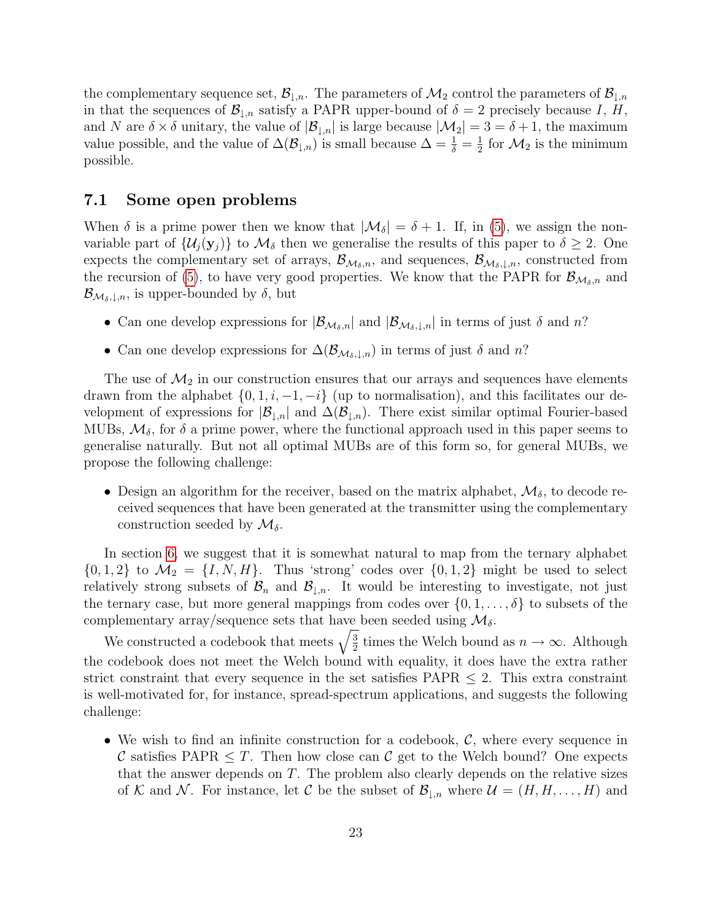the complementary sequence set, $\mathcal{B}_{\downarrow,n}$. The parameters of $\mathcal{M}_2$ control the parameters of $\mathcal{B}_{\downarrow,n}$ in that the sequences of $\mathcal{B}_{\downarrow,n}$ satisfy a PAPR upper-bound of $\delta = 2$ precisely because $I$, $H$, and $N$ are $\delta \times \delta$ unitary, the value of $|\mathcal{B}_{\downarrow,n}|$ is large because $|\mathcal{M}_2| = 3 = \delta + 1$, the maximum value possible, and the value of $\Delta(\mathcal{B}_{\downarrow,n})$ is small because $\Delta = \frac{1}{\delta} = \frac{1}{2}$ for $\mathcal{M}_2$ is the minimum possible.

## 7.1 Some open problems

When $\delta$ is a prime power then we know that $|\mathcal{M}_\delta| = \delta + 1$. If, in (5), we assign the non-variable part of $\{\mathcal{U}_j(\mathbf{y}_j)\}$ to $\mathcal{M}_\delta$ then we generalise the results of this paper to $\delta \geq 2$. One expects the complementary set of arrays, $\mathcal{B}_{\mathcal{M}_\delta,n}$, and sequences, $\mathcal{B}_{\mathcal{M}_\delta,\downarrow,n}$, constructed from the recursion of (5), to have very good properties. We know that the PAPR for $\mathcal{B}_{\mathcal{M}_\delta,n}$ and $\mathcal{B}_{\mathcal{M}_\delta,\downarrow,n}$, is upper-bounded by $\delta$, but

- Can one develop expressions for $|\mathcal{B}_{\mathcal{M}_\delta,n}|$ and $|\mathcal{B}_{\mathcal{M}_\delta,\downarrow,n}|$ in terms of just $\delta$ and $n$?
- Can one develop expressions for $\Delta(\mathcal{B}_{\mathcal{M}_\delta,\downarrow,n})$ in terms of just $\delta$ and $n$?

The use of $\mathcal{M}_2$ in our construction ensures that our arrays and sequences have elements drawn from the alphabet $\{0, 1, i, -1, -i\}$ (up to normalisation), and this facilitates our development of expressions for $|\mathcal{B}_{\downarrow,n}|$ and $\Delta(\mathcal{B}_{\downarrow,n})$. There exist similar optimal Fourier-based MUBs, $\mathcal{M}_\delta$, for $\delta$ a prime power, where the functional approach used in this paper seems to generalise naturally. But not all optimal MUBs are of this form so, for general MUBs, we propose the following challenge:

- Design an algorithm for the receiver, based on the matrix alphabet, $\mathcal{M}_\delta$, to decode received sequences that have been generated at the transmitter using the complementary construction seeded by $\mathcal{M}_\delta$.

In section 6, we suggest that it is somewhat natural to map from the ternary alphabet $\{0, 1, 2\}$ to $\mathcal{M}_2 = \{I, N, H\}$. Thus 'strong' codes over $\{0, 1, 2\}$ might be used to select relatively strong subsets of $\mathcal{B}_n$ and $\mathcal{B}_{\downarrow,n}$. It would be interesting to investigate, not just the ternary case, but more general mappings from codes over $\{0, 1, \ldots, \delta\}$ to subsets of the complementary array/sequence sets that have been seeded using $\mathcal{M}_\delta$.

We constructed a codebook that meets $\sqrt{\frac{3}{2}}$ times the Welch bound as $n \to \infty$. Although the codebook does not meet the Welch bound with equality, it does have the extra rather strict constraint that every sequence in the set satisfies PAPR $\leq 2$. This extra constraint is well-motivated for, for instance, spread-spectrum applications, and suggests the following challenge:

- We wish to find an infinite construction for a codebook, $\mathcal{C}$, where every sequence in $\mathcal{C}$ satisfies PAPR $\leq T$. Then how close can $\mathcal{C}$ get to the Welch bound? One expects that the answer depends on $T$. The problem also clearly depends on the relative sizes of $\mathcal{K}$ and $\mathcal{N}$. For instance, let $\mathcal{C}$ be the subset of $\mathcal{B}_{\downarrow,n}$ where $\mathcal{U} = (H, H, \ldots, H)$ and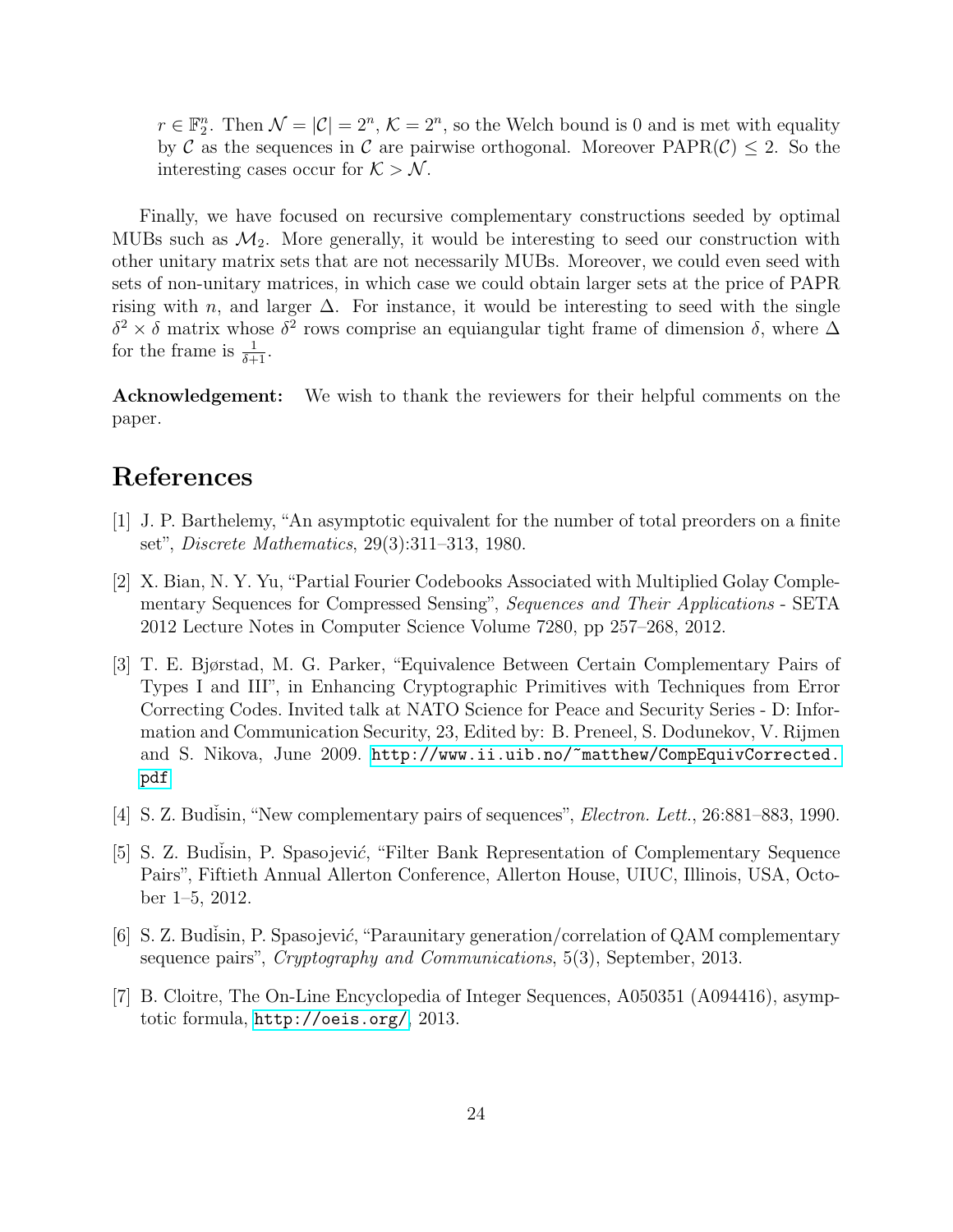$r \in \mathbb{F}_2^n$. Then $\mathcal{N} = |\mathcal{C}| = 2^n$, $\mathcal{K} = 2^n$, so the Welch bound is 0 and is met with equality by $\mathcal{C}$ as the sequences in $\mathcal{C}$ are pairwise orthogonal. Moreover $\text{PAPR}(\mathcal{C}) \leq 2$. So the interesting cases occur for $\mathcal{K} > \mathcal{N}$.

Finally, we have focused on recursive complementary constructions seeded by optimal MUBs such as $\mathcal{M}_2$. More generally, it would be interesting to seed our construction with other unitary matrix sets that are not necessarily MUBs. Moreover, we could even seed with sets of non-unitary matrices, in which case we could obtain larger sets at the price of PAPR rising with $n$, and larger $\Delta$. For instance, it would be interesting to seed with the single $\delta^2 \times \delta$ matrix whose $\delta^2$ rows comprise an equiangular tight frame of dimension $\delta$, where $\Delta$ for the frame is $\frac{1}{\delta+1}$.

**Acknowledgement:** We wish to thank the reviewers for their helpful comments on the paper.

# References

[1] J. P. Barthelemy, "An asymptotic equivalent for the number of total preorders on a finite set", *Discrete Mathematics*, 29(3):311–313, 1980.

[2] X. Bian, N. Y. Yu, "Partial Fourier Codebooks Associated with Multiplied Golay Complementary Sequences for Compressed Sensing", *Sequences and Their Applications* - SETA 2012 Lecture Notes in Computer Science Volume 7280, pp 257–268, 2012.

[3] T. E. Bjørstad, M. G. Parker, "Equivalence Between Certain Complementary Pairs of Types I and III", in Enhancing Cryptographic Primitives with Techniques from Error Correcting Codes. Invited talk at NATO Science for Peace and Security Series - D: Information and Communication Security, 23, Edited by: B. Preneel, S. Dodunekov, V. Rijmen and S. Nikova, June 2009. http://www.ii.uib.no/~matthew/CompEquivCorrected.pdf

[4] S. Z. Budǐsin, "New complementary pairs of sequences", *Electron. Lett.*, 26:881–883, 1990.

[5] S. Z. Budǐsin, P. Spasojević, "Filter Bank Representation of Complementary Sequence Pairs", Fiftieth Annual Allerton Conference, Allerton House, UIUC, Illinois, USA, October 1–5, 2012.

[6] S. Z. Budǐsin, P. Spasojević, "Paraunitary generation/correlation of QAM complementary sequence pairs", *Cryptography and Communications*, 5(3), September, 2013.

[7] B. Cloitre, The On-Line Encyclopedia of Integer Sequences, A050351 (A094416), asymptotic formula, http://oeis.org/, 2013.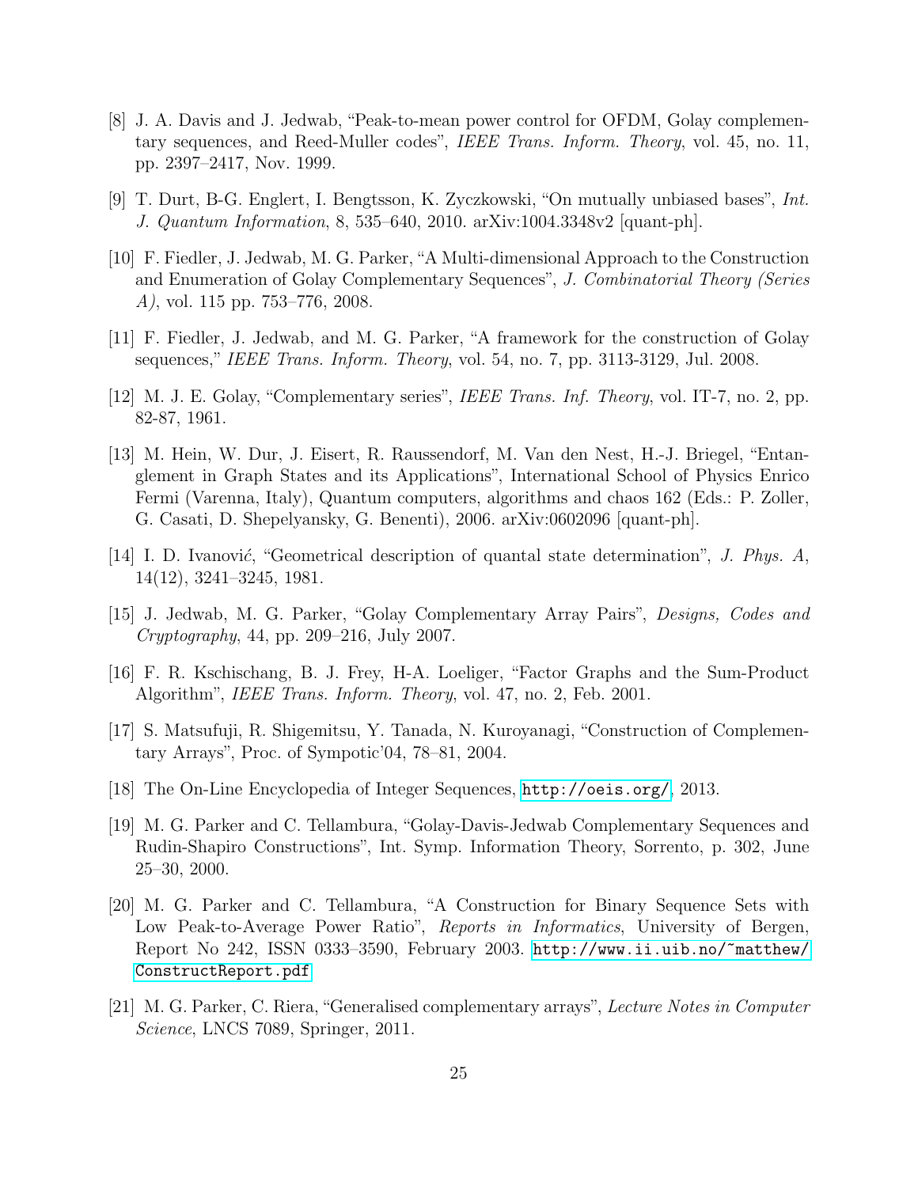[8] J. A. Davis and J. Jedwab, "Peak-to-mean power control for OFDM, Golay complementary sequences, and Reed-Muller codes", *IEEE Trans. Inform. Theory*, vol. 45, no. 11, pp. 2397–2417, Nov. 1999.

[9] T. Durt, B-G. Englert, I. Bengtsson, K. Zyczkowski, "On mutually unbiased bases", *Int. J. Quantum Information*, 8, 535–640, 2010. arXiv:1004.3348v2 [quant-ph].

[10] F. Fiedler, J. Jedwab, M. G. Parker, "A Multi-dimensional Approach to the Construction and Enumeration of Golay Complementary Sequences", *J. Combinatorial Theory (Series A)*, vol. 115 pp. 753–776, 2008.

[11] F. Fiedler, J. Jedwab, and M. G. Parker, "A framework for the construction of Golay sequences," *IEEE Trans. Inform. Theory*, vol. 54, no. 7, pp. 3113-3129, Jul. 2008.

[12] M. J. E. Golay, "Complementary series", *IEEE Trans. Inf. Theory*, vol. IT-7, no. 2, pp. 82-87, 1961.

[13] M. Hein, W. Dur, J. Eisert, R. Raussendorf, M. Van den Nest, H.-J. Briegel, "Entanglement in Graph States and its Applications", International School of Physics Enrico Fermi (Varenna, Italy), Quantum computers, algorithms and chaos 162 (Eds.: P. Zoller, G. Casati, D. Shepelyansky, G. Benenti), 2006. arXiv:0602096 [quant-ph].

[14] I. D. Ivanović, "Geometrical description of quantal state determination", *J. Phys. A*, 14(12), 3241–3245, 1981.

[15] J. Jedwab, M. G. Parker, "Golay Complementary Array Pairs", *Designs, Codes and Cryptography*, 44, pp. 209–216, July 2007.

[16] F. R. Kschischang, B. J. Frey, H-A. Loeliger, "Factor Graphs and the Sum-Product Algorithm", *IEEE Trans. Inform. Theory*, vol. 47, no. 2, Feb. 2001.

[17] S. Matsufuji, R. Shigemitsu, Y. Tanada, N. Kuroyanagi, "Construction of Complementary Arrays", Proc. of Sympotic'04, 78–81, 2004.

[18] The On-Line Encyclopedia of Integer Sequences, http://oeis.org/, 2013.

[19] M. G. Parker and C. Tellambura, "Golay-Davis-Jedwab Complementary Sequences and Rudin-Shapiro Constructions", Int. Symp. Information Theory, Sorrento, p. 302, June 25–30, 2000.

[20] M. G. Parker and C. Tellambura, "A Construction for Binary Sequence Sets with Low Peak-to-Average Power Ratio", *Reports in Informatics*, University of Bergen, Report No 242, ISSN 0333–3590, February 2003. http://www.ii.uib.no/~matthew/ConstructReport.pdf

[21] M. G. Parker, C. Riera, "Generalised complementary arrays", *Lecture Notes in Computer Science*, LNCS 7089, Springer, 2011.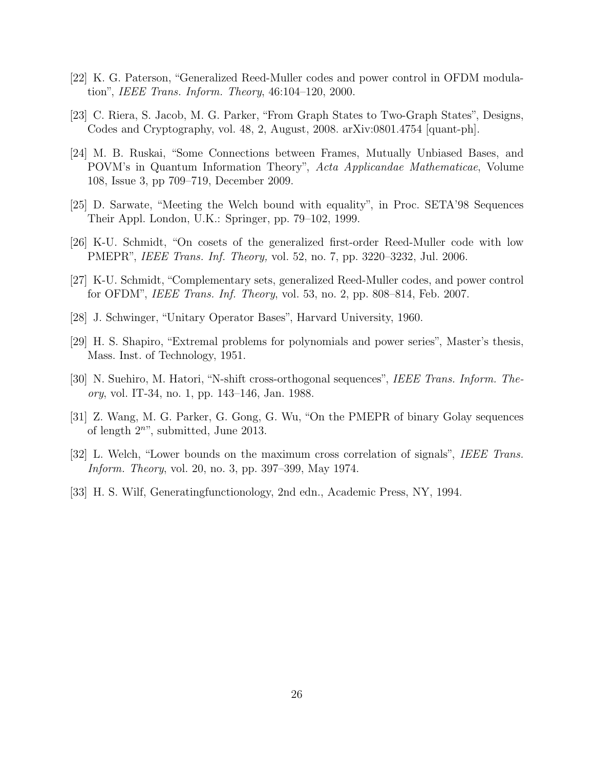[22] K. G. Paterson, "Generalized Reed-Muller codes and power control in OFDM modulation", *IEEE Trans. Inform. Theory*, 46:104–120, 2000.

[23] C. Riera, S. Jacob, M. G. Parker, "From Graph States to Two-Graph States", Designs, Codes and Cryptography, vol. 48, 2, August, 2008. arXiv:0801.4754 [quant-ph].

[24] M. B. Ruskai, "Some Connections between Frames, Mutually Unbiased Bases, and POVM's in Quantum Information Theory", *Acta Applicandae Mathematicae*, Volume 108, Issue 3, pp 709–719, December 2009.

[25] D. Sarwate, "Meeting the Welch bound with equality", in Proc. SETA'98 Sequences Their Appl. London, U.K.: Springer, pp. 79–102, 1999.

[26] K-U. Schmidt, "On cosets of the generalized first-order Reed-Muller code with low PMEPR", *IEEE Trans. Inf. Theory,* vol. 52, no. 7, pp. 3220–3232, Jul. 2006.

[27] K-U. Schmidt, "Complementary sets, generalized Reed-Muller codes, and power control for OFDM", *IEEE Trans. Inf. Theory*, vol. 53, no. 2, pp. 808–814, Feb. 2007.

[28] J. Schwinger, "Unitary Operator Bases", Harvard University, 1960.

[29] H. S. Shapiro, "Extremal problems for polynomials and power series", Master's thesis, Mass. Inst. of Technology, 1951.

[30] N. Suehiro, M. Hatori, "N-shift cross-orthogonal sequences", *IEEE Trans. Inform. Theory*, vol. IT-34, no. 1, pp. 143–146, Jan. 1988.

[31] Z. Wang, M. G. Parker, G. Gong, G. Wu, "On the PMEPR of binary Golay sequences of length $2^n$", submitted, June 2013.

[32] L. Welch, "Lower bounds on the maximum cross correlation of signals", *IEEE Trans. Inform. Theory*, vol. 20, no. 3, pp. 397–399, May 1974.

[33] H. S. Wilf, Generatingfunctionology, 2nd edn., Academic Press, NY, 1994.